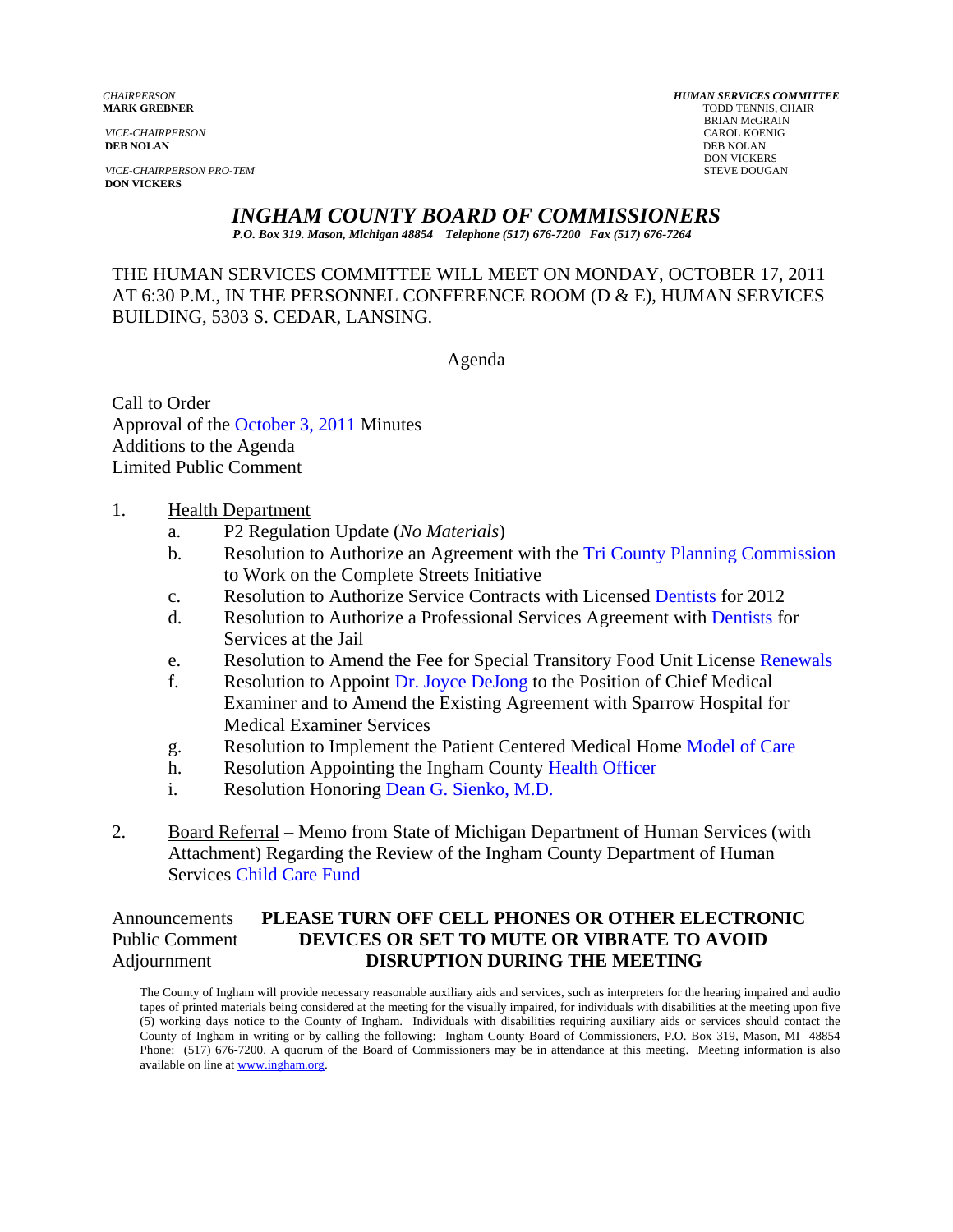*CHAIRPERSON*
**MARK GREBNER**

*VICE-CHAIRPERSON*
**DEB NOLAN**

*VICE-CHAIRPERSON PRO-TEM*
**DON VICKERS**

*HUMAN SERVICES COMMITTEE*
TODD TENNIS, CHAIR
BRIAN McGRAIN
CAROL KOENIG
DEB NOLAN
DON VICKERS
STEVE DOUGAN

# *INGHAM COUNTY BOARD OF COMMISSIONERS*

*P.O. Box 319. Mason, Michigan 48854 Telephone (517) 676-7200 Fax (517) 676-7264*

THE HUMAN SERVICES COMMITTEE WILL MEET ON MONDAY, OCTOBER 17, 2011 AT 6:30 P.M., IN THE PERSONNEL CONFERENCE ROOM (D & E), HUMAN SERVICES BUILDING, 5303 S. CEDAR, LANSING.

Agenda

Call to Order
Approval of the October 3, 2011 Minutes
Additions to the Agenda
Limited Public Comment

1. Health Department
   a. P2 Regulation Update (*No Materials*)
   b. Resolution to Authorize an Agreement with the Tri County Planning Commission to Work on the Complete Streets Initiative
   c. Resolution to Authorize Service Contracts with Licensed Dentists for 2012
   d. Resolution to Authorize a Professional Services Agreement with Dentists for Services at the Jail
   e. Resolution to Amend the Fee for Special Transitory Food Unit License Renewals
   f. Resolution to Appoint Dr. Joyce DeJong to the Position of Chief Medical Examiner and to Amend the Existing Agreement with Sparrow Hospital for Medical Examiner Services
   g. Resolution to Implement the Patient Centered Medical Home Model of Care
   h. Resolution Appointing the Ingham County Health Officer
   i. Resolution Honoring Dean G. Sienko, M.D.

2. Board Referral – Memo from State of Michigan Department of Human Services (with Attachment) Regarding the Review of the Ingham County Department of Human Services Child Care Fund

Announcements
Public Comment
Adjournment

**PLEASE TURN OFF CELL PHONES OR OTHER ELECTRONIC DEVICES OR SET TO MUTE OR VIBRATE TO AVOID DISRUPTION DURING THE MEETING**

The County of Ingham will provide necessary reasonable auxiliary aids and services, such as interpreters for the hearing impaired and audio tapes of printed materials being considered at the meeting for the visually impaired, for individuals with disabilities at the meeting upon five (5) working days notice to the County of Ingham. Individuals with disabilities requiring auxiliary aids or services should contact the County of Ingham in writing or by calling the following: Ingham County Board of Commissioners, P.O. Box 319, Mason, MI 48854 Phone: (517) 676-7200. A quorum of the Board of Commissioners may be in attendance at this meeting. Meeting information is also available on line at www.ingham.org.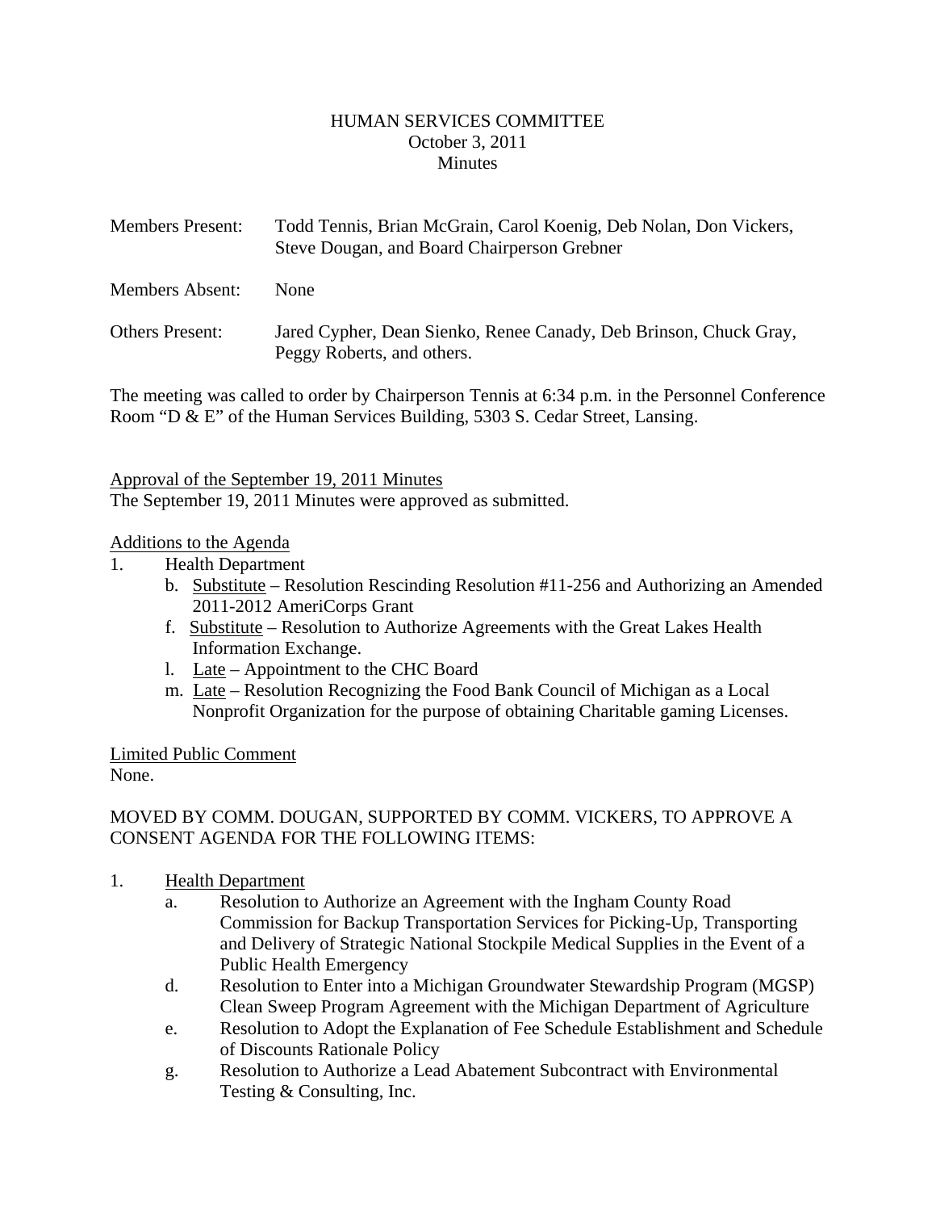HUMAN SERVICES COMMITTEE
October 3, 2011
Minutes

| Members Present: | Todd Tennis, Brian McGrain, Carol Koenig, Deb Nolan, Don Vickers, Steve Dougan, and Board Chairperson Grebner |
|---|---|
| Members Absent: | None |
| Others Present: | Jared Cypher, Dean Sienko, Renee Canady, Deb Brinson, Chuck Gray, Peggy Roberts, and others. |

The meeting was called to order by Chairperson Tennis at 6:34 p.m. in the Personnel Conference Room "D & E" of the Human Services Building, 5303 S. Cedar Street, Lansing.

Approval of the September 19, 2011 Minutes
The September 19, 2011 Minutes were approved as submitted.

Additions to the Agenda
1. Health Department
   b. Substitute – Resolution Rescinding Resolution #11-256 and Authorizing an Amended 2011-2012 AmeriCorps Grant
   f. Substitute – Resolution to Authorize Agreements with the Great Lakes Health Information Exchange.
   l. Late – Appointment to the CHC Board
   m. Late – Resolution Recognizing the Food Bank Council of Michigan as a Local Nonprofit Organization for the purpose of obtaining Charitable gaming Licenses.

Limited Public Comment
None.

MOVED BY COMM. DOUGAN, SUPPORTED BY COMM. VICKERS, TO APPROVE A CONSENT AGENDA FOR THE FOLLOWING ITEMS:

1. Health Department
   a. Resolution to Authorize an Agreement with the Ingham County Road Commission for Backup Transportation Services for Picking-Up, Transporting and Delivery of Strategic National Stockpile Medical Supplies in the Event of a Public Health Emergency
   d. Resolution to Enter into a Michigan Groundwater Stewardship Program (MGSP) Clean Sweep Program Agreement with the Michigan Department of Agriculture
   e. Resolution to Adopt the Explanation of Fee Schedule Establishment and Schedule of Discounts Rationale Policy
   g. Resolution to Authorize a Lead Abatement Subcontract with Environmental Testing & Consulting, Inc.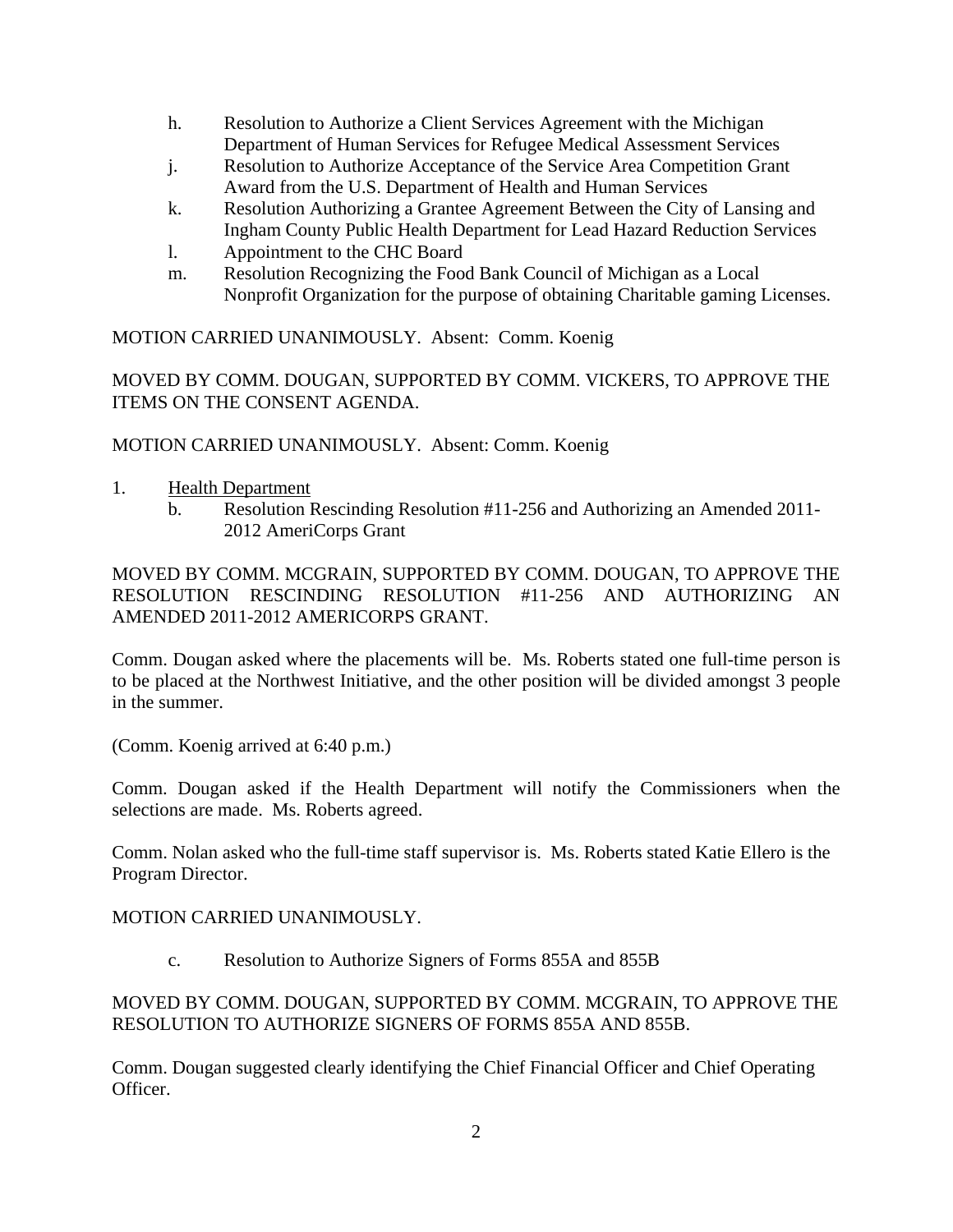h. Resolution to Authorize a Client Services Agreement with the Michigan Department of Human Services for Refugee Medical Assessment Services
j. Resolution to Authorize Acceptance of the Service Area Competition Grant Award from the U.S. Department of Health and Human Services
k. Resolution Authorizing a Grantee Agreement Between the City of Lansing and Ingham County Public Health Department for Lead Hazard Reduction Services
l. Appointment to the CHC Board
m. Resolution Recognizing the Food Bank Council of Michigan as a Local Nonprofit Organization for the purpose of obtaining Charitable gaming Licenses.

MOTION CARRIED UNANIMOUSLY. Absent: Comm. Koenig

MOVED BY COMM. DOUGAN, SUPPORTED BY COMM. VICKERS, TO APPROVE THE ITEMS ON THE CONSENT AGENDA.

MOTION CARRIED UNANIMOUSLY. Absent: Comm. Koenig

1. Health Department
   b. Resolution Rescinding Resolution #11-256 and Authorizing an Amended 2011-2012 AmeriCorps Grant

MOVED BY COMM. MCGRAIN, SUPPORTED BY COMM. DOUGAN, TO APPROVE THE RESOLUTION RESCINDING RESOLUTION #11-256 AND AUTHORIZING AN AMENDED 2011-2012 AMERICORPS GRANT.

Comm. Dougan asked where the placements will be. Ms. Roberts stated one full-time person is to be placed at the Northwest Initiative, and the other position will be divided amongst 3 people in the summer.

(Comm. Koenig arrived at 6:40 p.m.)

Comm. Dougan asked if the Health Department will notify the Commissioners when the selections are made. Ms. Roberts agreed.

Comm. Nolan asked who the full-time staff supervisor is. Ms. Roberts stated Katie Ellero is the Program Director.

MOTION CARRIED UNANIMOUSLY.

   c. Resolution to Authorize Signers of Forms 855A and 855B

MOVED BY COMM. DOUGAN, SUPPORTED BY COMM. MCGRAIN, TO APPROVE THE RESOLUTION TO AUTHORIZE SIGNERS OF FORMS 855A AND 855B.

Comm. Dougan suggested clearly identifying the Chief Financial Officer and Chief Operating Officer.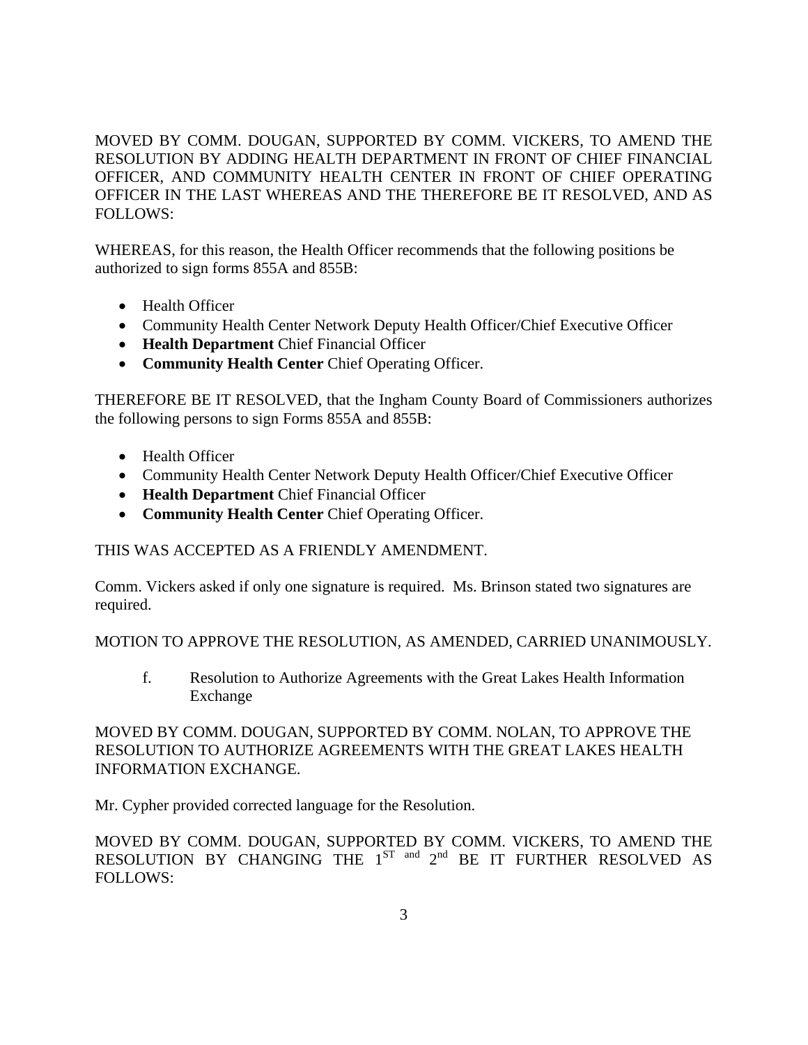MOVED BY COMM. DOUGAN, SUPPORTED BY COMM. VICKERS, TO AMEND THE RESOLUTION BY ADDING HEALTH DEPARTMENT IN FRONT OF CHIEF FINANCIAL OFFICER, AND COMMUNITY HEALTH CENTER IN FRONT OF CHIEF OPERATING OFFICER IN THE LAST WHEREAS AND THE THEREFORE BE IT RESOLVED, AND AS FOLLOWS:

WHEREAS, for this reason, the Health Officer recommends that the following positions be authorized to sign forms 855A and 855B:

- Health Officer
- Community Health Center Network Deputy Health Officer/Chief Executive Officer
- **Health Department** Chief Financial Officer
- **Community Health Center** Chief Operating Officer.

THEREFORE BE IT RESOLVED, that the Ingham County Board of Commissioners authorizes the following persons to sign Forms 855A and 855B:

- Health Officer
- Community Health Center Network Deputy Health Officer/Chief Executive Officer
- **Health Department** Chief Financial Officer
- **Community Health Center** Chief Operating Officer.

THIS WAS ACCEPTED AS A FRIENDLY AMENDMENT.

Comm. Vickers asked if only one signature is required. Ms. Brinson stated two signatures are required.

MOTION TO APPROVE THE RESOLUTION, AS AMENDED, CARRIED UNANIMOUSLY.

f. Resolution to Authorize Agreements with the Great Lakes Health Information Exchange

MOVED BY COMM. DOUGAN, SUPPORTED BY COMM. NOLAN, TO APPROVE THE RESOLUTION TO AUTHORIZE AGREEMENTS WITH THE GREAT LAKES HEALTH INFORMATION EXCHANGE.

Mr. Cypher provided corrected language for the Resolution.

MOVED BY COMM. DOUGAN, SUPPORTED BY COMM. VICKERS, TO AMEND THE RESOLUTION BY CHANGING THE 1ST and 2nd BE IT FURTHER RESOLVED AS FOLLOWS: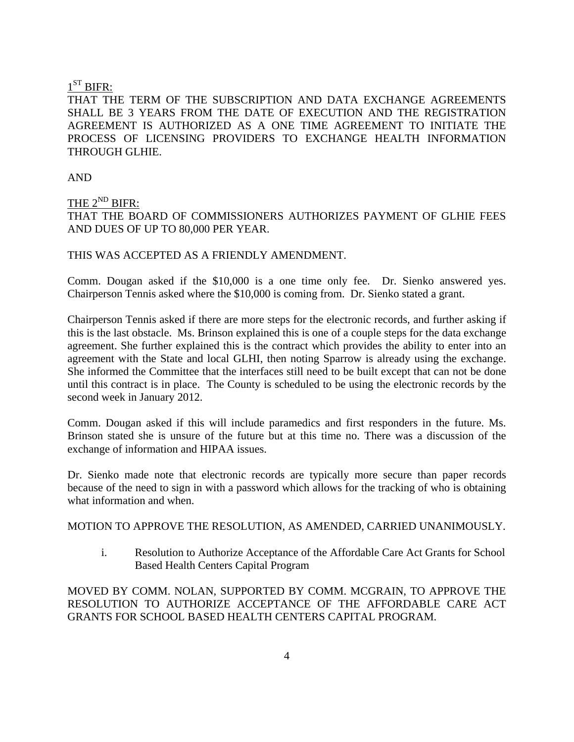1ST BIFR:

THAT THE TERM OF THE SUBSCRIPTION AND DATA EXCHANGE AGREEMENTS SHALL BE 3 YEARS FROM THE DATE OF EXECUTION AND THE REGISTRATION AGREEMENT IS AUTHORIZED AS A ONE TIME AGREEMENT TO INITIATE THE PROCESS OF LICENSING PROVIDERS TO EXCHANGE HEALTH INFORMATION THROUGH GLHIE.

AND

THE 2ND BIFR:

THAT THE BOARD OF COMMISSIONERS AUTHORIZES PAYMENT OF GLHIE FEES AND DUES OF UP TO 80,000 PER YEAR.

THIS WAS ACCEPTED AS A FRIENDLY AMENDMENT.

Comm. Dougan asked if the $10,000 is a one time only fee. Dr. Sienko answered yes. Chairperson Tennis asked where the $10,000 is coming from. Dr. Sienko stated a grant.

Chairperson Tennis asked if there are more steps for the electronic records, and further asking if this is the last obstacle. Ms. Brinson explained this is one of a couple steps for the data exchange agreement. She further explained this is the contract which provides the ability to enter into an agreement with the State and local GLHI, then noting Sparrow is already using the exchange. She informed the Committee that the interfaces still need to be built except that can not be done until this contract is in place. The County is scheduled to be using the electronic records by the second week in January 2012.

Comm. Dougan asked if this will include paramedics and first responders in the future. Ms. Brinson stated she is unsure of the future but at this time no. There was a discussion of the exchange of information and HIPAA issues.

Dr. Sienko made note that electronic records are typically more secure than paper records because of the need to sign in with a password which allows for the tracking of who is obtaining what information and when.

MOTION TO APPROVE THE RESOLUTION, AS AMENDED, CARRIED UNANIMOUSLY.

i. Resolution to Authorize Acceptance of the Affordable Care Act Grants for School Based Health Centers Capital Program

MOVED BY COMM. NOLAN, SUPPORTED BY COMM. MCGRAIN, TO APPROVE THE RESOLUTION TO AUTHORIZE ACCEPTANCE OF THE AFFORDABLE CARE ACT GRANTS FOR SCHOOL BASED HEALTH CENTERS CAPITAL PROGRAM.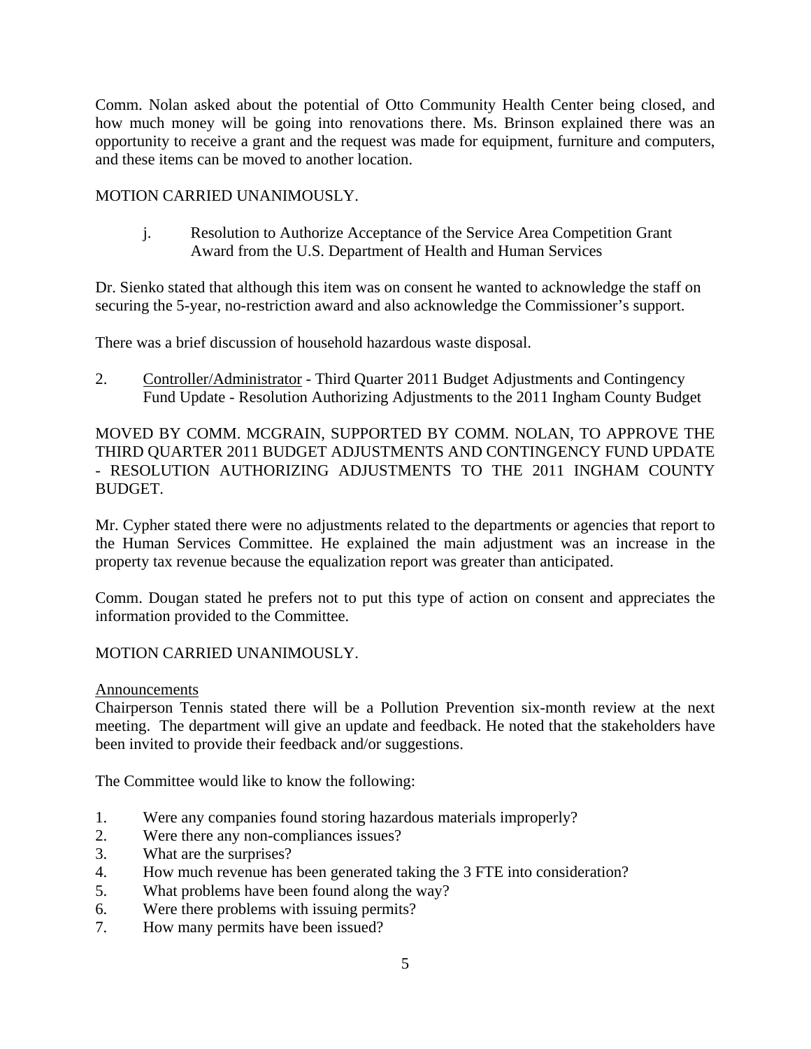Comm. Nolan asked about the potential of Otto Community Health Center being closed, and how much money will be going into renovations there. Ms. Brinson explained there was an opportunity to receive a grant and the request was made for equipment, furniture and computers, and these items can be moved to another location.

MOTION CARRIED UNANIMOUSLY.

j. Resolution to Authorize Acceptance of the Service Area Competition Grant Award from the U.S. Department of Health and Human Services

Dr. Sienko stated that although this item was on consent he wanted to acknowledge the staff on securing the 5-year, no-restriction award and also acknowledge the Commissioner's support.

There was a brief discussion of household hazardous waste disposal.

2. Controller/Administrator - Third Quarter 2011 Budget Adjustments and Contingency Fund Update - Resolution Authorizing Adjustments to the 2011 Ingham County Budget

MOVED BY COMM. MCGRAIN, SUPPORTED BY COMM. NOLAN, TO APPROVE THE THIRD QUARTER 2011 BUDGET ADJUSTMENTS AND CONTINGENCY FUND UPDATE - RESOLUTION AUTHORIZING ADJUSTMENTS TO THE 2011 INGHAM COUNTY BUDGET.

Mr. Cypher stated there were no adjustments related to the departments or agencies that report to the Human Services Committee. He explained the main adjustment was an increase in the property tax revenue because the equalization report was greater than anticipated.

Comm. Dougan stated he prefers not to put this type of action on consent and appreciates the information provided to the Committee.

MOTION CARRIED UNANIMOUSLY.

Announcements

Chairperson Tennis stated there will be a Pollution Prevention six-month review at the next meeting. The department will give an update and feedback. He noted that the stakeholders have been invited to provide their feedback and/or suggestions.

The Committee would like to know the following:

1. Were any companies found storing hazardous materials improperly?
2. Were there any non-compliances issues?
3. What are the surprises?
4. How much revenue has been generated taking the 3 FTE into consideration?
5. What problems have been found along the way?
6. Were there problems with issuing permits?
7. How many permits have been issued?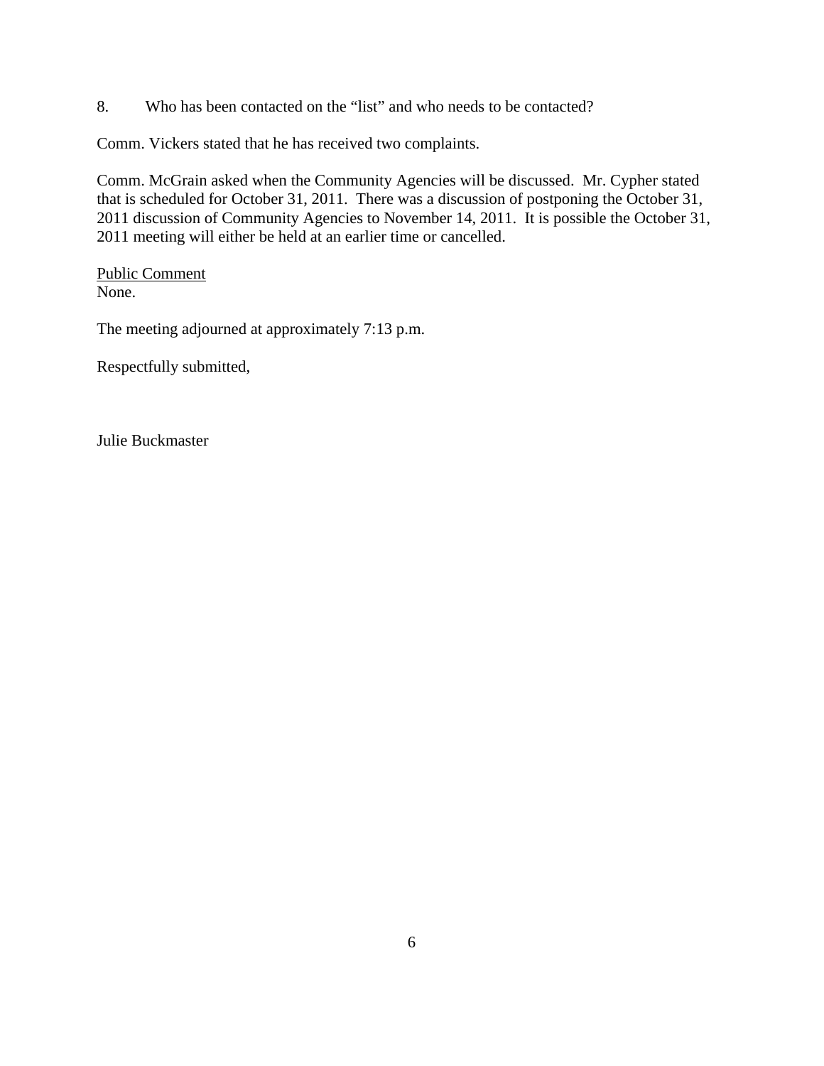8. Who has been contacted on the "list" and who needs to be contacted?

Comm. Vickers stated that he has received two complaints.

Comm. McGrain asked when the Community Agencies will be discussed. Mr. Cypher stated that is scheduled for October 31, 2011. There was a discussion of postponing the October 31, 2011 discussion of Community Agencies to November 14, 2011. It is possible the October 31, 2011 meeting will either be held at an earlier time or cancelled.

<u>Public Comment</u>
None.

The meeting adjourned at approximately 7:13 p.m.

Respectfully submitted,

Julie Buckmaster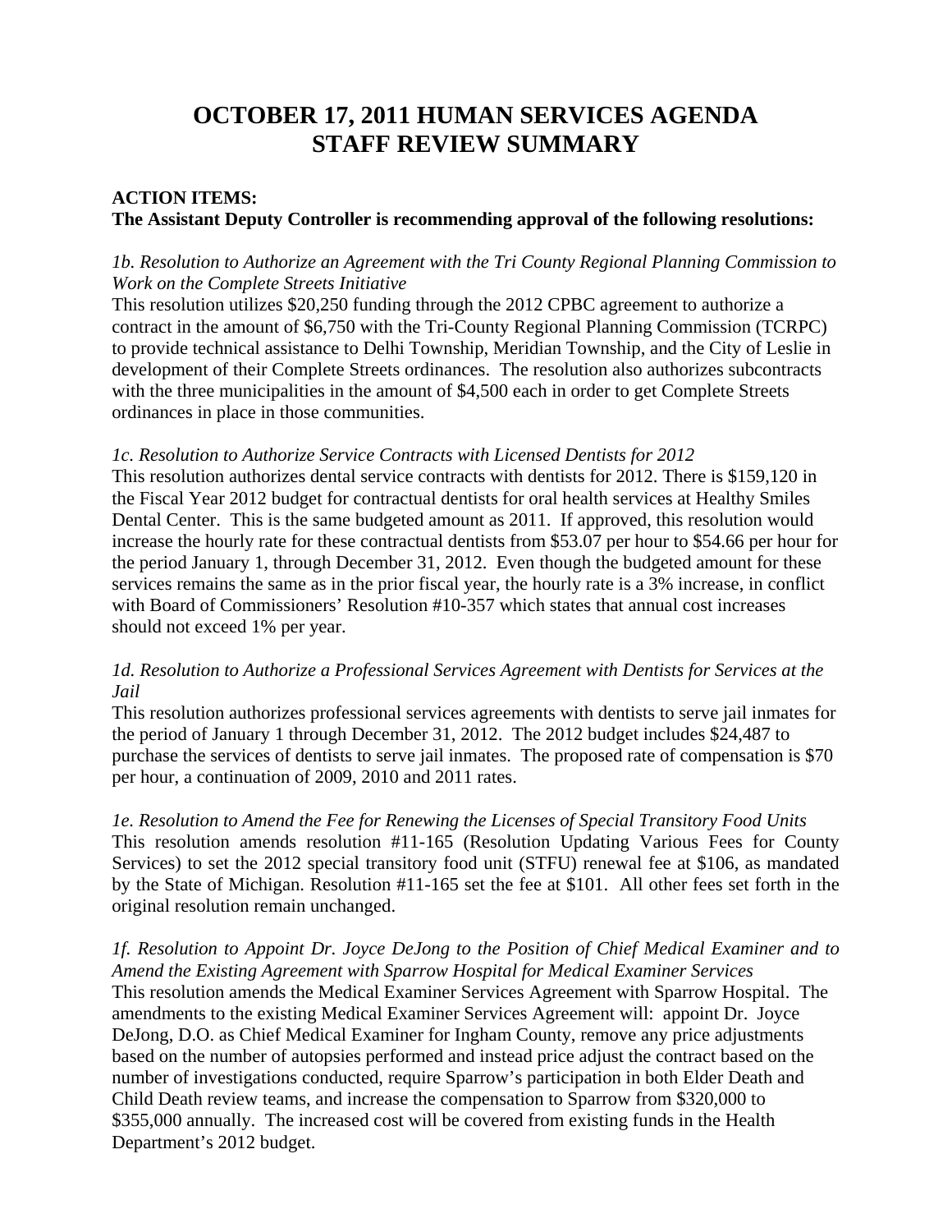# OCTOBER 17, 2011 HUMAN SERVICES AGENDA STAFF REVIEW SUMMARY

**ACTION ITEMS:**
**The Assistant Deputy Controller is recommending approval of the following resolutions:**

*1b. Resolution to Authorize an Agreement with the Tri County Regional Planning Commission to Work on the Complete Streets Initiative*
This resolution utilizes $20,250 funding through the 2012 CPBC agreement to authorize a contract in the amount of $6,750 with the Tri-County Regional Planning Commission (TCRPC) to provide technical assistance to Delhi Township, Meridian Township, and the City of Leslie in development of their Complete Streets ordinances. The resolution also authorizes subcontracts with the three municipalities in the amount of $4,500 each in order to get Complete Streets ordinances in place in those communities.

*1c. Resolution to Authorize Service Contracts with Licensed Dentists for 2012*
This resolution authorizes dental service contracts with dentists for 2012. There is $159,120 in the Fiscal Year 2012 budget for contractual dentists for oral health services at Healthy Smiles Dental Center. This is the same budgeted amount as 2011. If approved, this resolution would increase the hourly rate for these contractual dentists from $53.07 per hour to $54.66 per hour for the period January 1, through December 31, 2012. Even though the budgeted amount for these services remains the same as in the prior fiscal year, the hourly rate is a 3% increase, in conflict with Board of Commissioners' Resolution #10-357 which states that annual cost increases should not exceed 1% per year.

*1d. Resolution to Authorize a Professional Services Agreement with Dentists for Services at the Jail*
This resolution authorizes professional services agreements with dentists to serve jail inmates for the period of January 1 through December 31, 2012. The 2012 budget includes $24,487 to purchase the services of dentists to serve jail inmates. The proposed rate of compensation is $70 per hour, a continuation of 2009, 2010 and 2011 rates.

*1e. Resolution to Amend the Fee for Renewing the Licenses of Special Transitory Food Units*
This resolution amends resolution #11-165 (Resolution Updating Various Fees for County Services) to set the 2012 special transitory food unit (STFU) renewal fee at $106, as mandated by the State of Michigan. Resolution #11-165 set the fee at $101. All other fees set forth in the original resolution remain unchanged.

*1f. Resolution to Appoint Dr. Joyce DeJong to the Position of Chief Medical Examiner and to Amend the Existing Agreement with Sparrow Hospital for Medical Examiner Services*
This resolution amends the Medical Examiner Services Agreement with Sparrow Hospital. The amendments to the existing Medical Examiner Services Agreement will: appoint Dr. Joyce DeJong, D.O. as Chief Medical Examiner for Ingham County, remove any price adjustments based on the number of autopsies performed and instead price adjust the contract based on the number of investigations conducted, require Sparrow's participation in both Elder Death and Child Death review teams, and increase the compensation to Sparrow from $320,000 to $355,000 annually. The increased cost will be covered from existing funds in the Health Department's 2012 budget.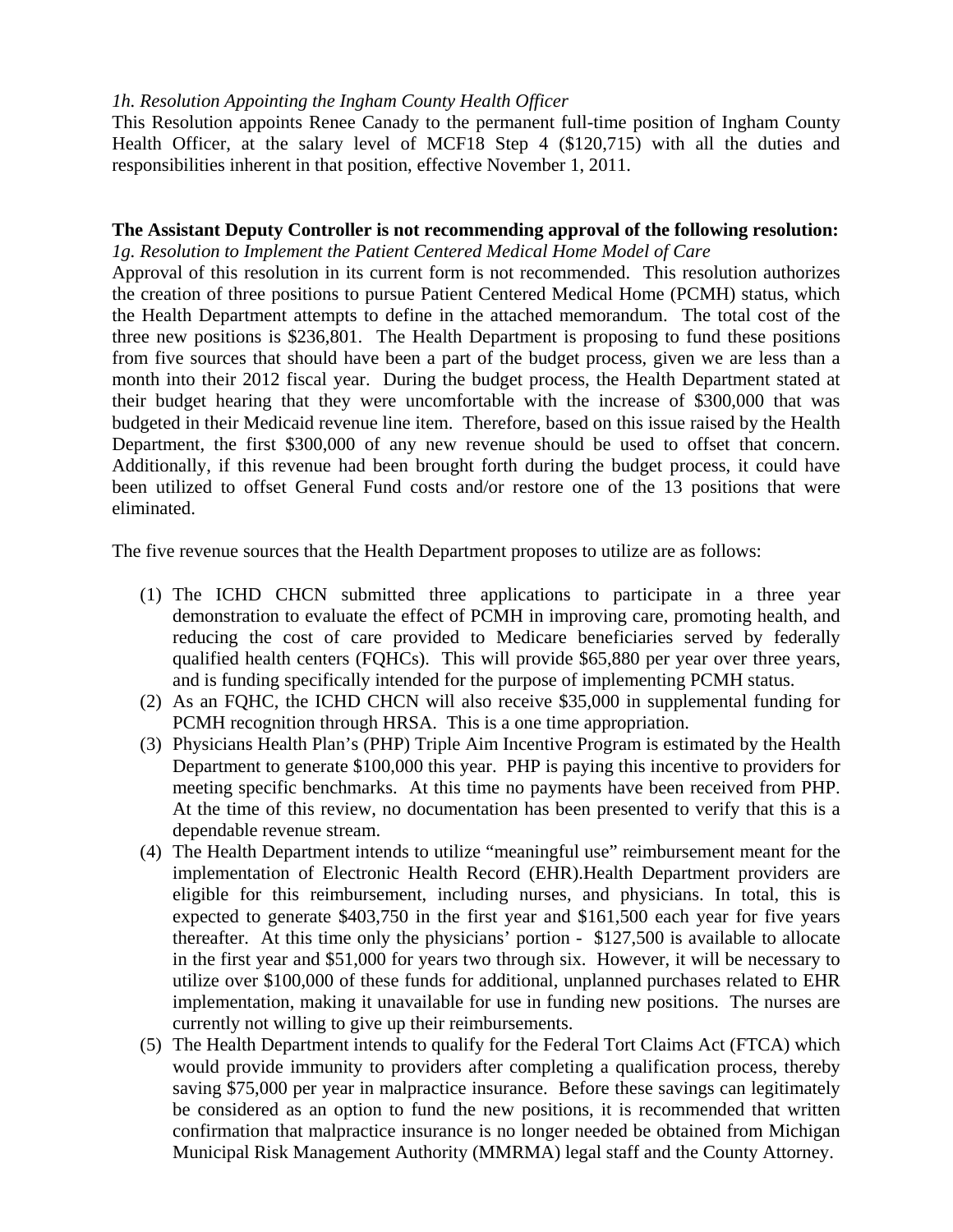*1h. Resolution Appointing the Ingham County Health Officer*

This Resolution appoints Renee Canady to the permanent full-time position of Ingham County Health Officer, at the salary level of MCF18 Step 4 ($120,715) with all the duties and responsibilities inherent in that position, effective November 1, 2011.

**The Assistant Deputy Controller is not recommending approval of the following resolution:**

*1g. Resolution to Implement the Patient Centered Medical Home Model of Care*

Approval of this resolution in its current form is not recommended. This resolution authorizes the creation of three positions to pursue Patient Centered Medical Home (PCMH) status, which the Health Department attempts to define in the attached memorandum. The total cost of the three new positions is $236,801. The Health Department is proposing to fund these positions from five sources that should have been a part of the budget process, given we are less than a month into their 2012 fiscal year. During the budget process, the Health Department stated at their budget hearing that they were uncomfortable with the increase of $300,000 that was budgeted in their Medicaid revenue line item. Therefore, based on this issue raised by the Health Department, the first $300,000 of any new revenue should be used to offset that concern. Additionally, if this revenue had been brought forth during the budget process, it could have been utilized to offset General Fund costs and/or restore one of the 13 positions that were eliminated.

The five revenue sources that the Health Department proposes to utilize are as follows:

(1) The ICHD CHCN submitted three applications to participate in a three year demonstration to evaluate the effect of PCMH in improving care, promoting health, and reducing the cost of care provided to Medicare beneficiaries served by federally qualified health centers (FQHCs). This will provide $65,880 per year over three years, and is funding specifically intended for the purpose of implementing PCMH status.

(2) As an FQHC, the ICHD CHCN will also receive $35,000 in supplemental funding for PCMH recognition through HRSA. This is a one time appropriation.

(3) Physicians Health Plan's (PHP) Triple Aim Incentive Program is estimated by the Health Department to generate $100,000 this year. PHP is paying this incentive to providers for meeting specific benchmarks. At this time no payments have been received from PHP. At the time of this review, no documentation has been presented to verify that this is a dependable revenue stream.

(4) The Health Department intends to utilize "meaningful use" reimbursement meant for the implementation of Electronic Health Record (EHR).Health Department providers are eligible for this reimbursement, including nurses, and physicians. In total, this is expected to generate $403,750 in the first year and $161,500 each year for five years thereafter. At this time only the physicians' portion - $127,500 is available to allocate in the first year and $51,000 for years two through six. However, it will be necessary to utilize over $100,000 of these funds for additional, unplanned purchases related to EHR implementation, making it unavailable for use in funding new positions. The nurses are currently not willing to give up their reimbursements.

(5) The Health Department intends to qualify for the Federal Tort Claims Act (FTCA) which would provide immunity to providers after completing a qualification process, thereby saving $75,000 per year in malpractice insurance. Before these savings can legitimately be considered as an option to fund the new positions, it is recommended that written confirmation that malpractice insurance is no longer needed be obtained from Michigan Municipal Risk Management Authority (MMRMA) legal staff and the County Attorney.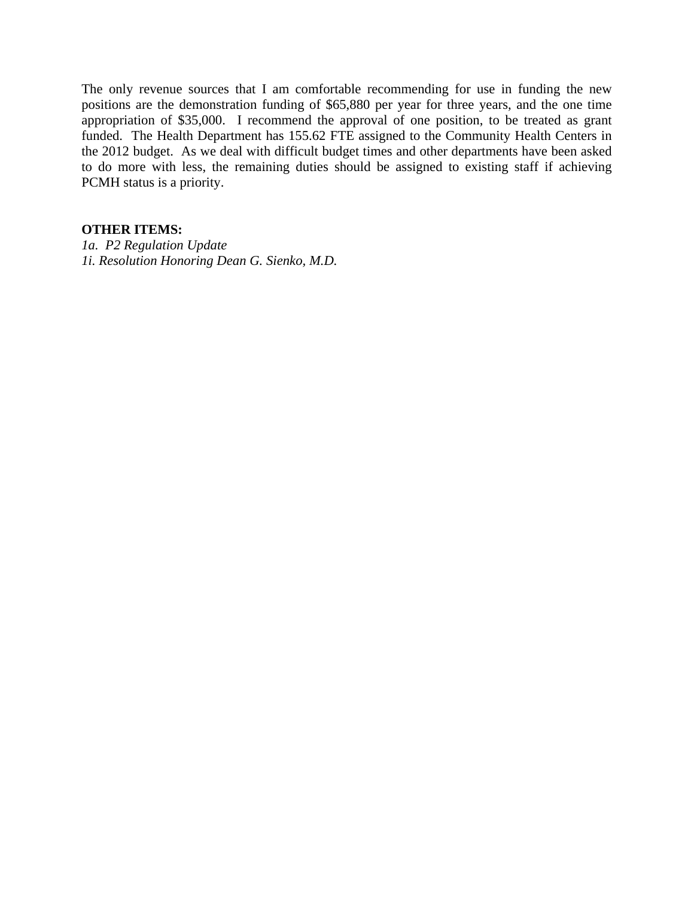The only revenue sources that I am comfortable recommending for use in funding the new positions are the demonstration funding of $65,880 per year for three years, and the one time appropriation of $35,000. I recommend the approval of one position, to be treated as grant funded. The Health Department has 155.62 FTE assigned to the Community Health Centers in the 2012 budget. As we deal with difficult budget times and other departments have been asked to do more with less, the remaining duties should be assigned to existing staff if achieving PCMH status is a priority.

**OTHER ITEMS:**

*1a. P2 Regulation Update*

*1i. Resolution Honoring Dean G. Sienko, M.D.*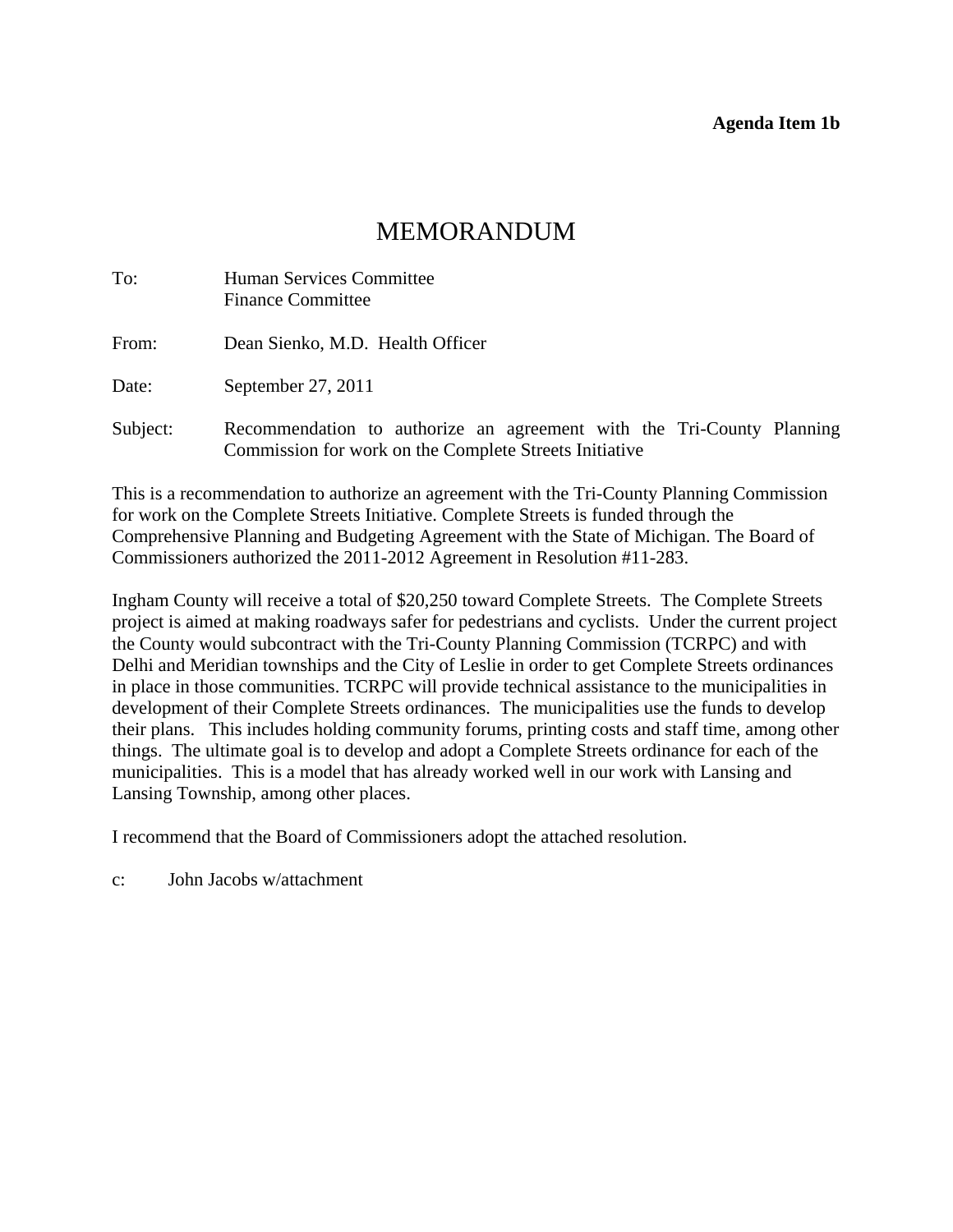**Agenda Item 1b**

# MEMORANDUM

To: Human Services Committee
Finance Committee

From: Dean Sienko, M.D. Health Officer

Date: September 27, 2011

Subject: Recommendation to authorize an agreement with the Tri-County Planning Commission for work on the Complete Streets Initiative

This is a recommendation to authorize an agreement with the Tri-County Planning Commission for work on the Complete Streets Initiative. Complete Streets is funded through the Comprehensive Planning and Budgeting Agreement with the State of Michigan. The Board of Commissioners authorized the 2011-2012 Agreement in Resolution #11-283.

Ingham County will receive a total of $20,250 toward Complete Streets. The Complete Streets project is aimed at making roadways safer for pedestrians and cyclists. Under the current project the County would subcontract with the Tri-County Planning Commission (TCRPC) and with Delhi and Meridian townships and the City of Leslie in order to get Complete Streets ordinances in place in those communities. TCRPC will provide technical assistance to the municipalities in development of their Complete Streets ordinances. The municipalities use the funds to develop their plans. This includes holding community forums, printing costs and staff time, among other things. The ultimate goal is to develop and adopt a Complete Streets ordinance for each of the municipalities. This is a model that has already worked well in our work with Lansing and Lansing Township, among other places.

I recommend that the Board of Commissioners adopt the attached resolution.

c: John Jacobs w/attachment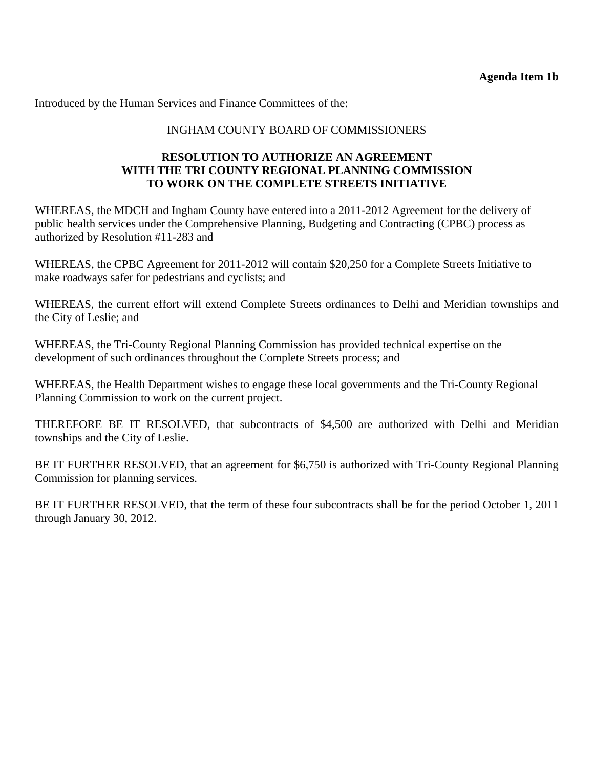**Agenda Item 1b**

Introduced by the Human Services and Finance Committees of the:

INGHAM COUNTY BOARD OF COMMISSIONERS

**RESOLUTION TO AUTHORIZE AN AGREEMENT WITH THE TRI COUNTY REGIONAL PLANNING COMMISSION TO WORK ON THE COMPLETE STREETS INITIATIVE**

WHEREAS, the MDCH and Ingham County have entered into a 2011-2012 Agreement for the delivery of public health services under the Comprehensive Planning, Budgeting and Contracting (CPBC) process as authorized by Resolution #11-283 and

WHEREAS, the CPBC Agreement for 2011-2012 will contain $20,250 for a Complete Streets Initiative to make roadways safer for pedestrians and cyclists; and

WHEREAS, the current effort will extend Complete Streets ordinances to Delhi and Meridian townships and the City of Leslie; and

WHEREAS, the Tri-County Regional Planning Commission has provided technical expertise on the development of such ordinances throughout the Complete Streets process; and

WHEREAS, the Health Department wishes to engage these local governments and the Tri-County Regional Planning Commission to work on the current project.

THEREFORE BE IT RESOLVED, that subcontracts of $4,500 are authorized with Delhi and Meridian townships and the City of Leslie.

BE IT FURTHER RESOLVED, that an agreement for $6,750 is authorized with Tri-County Regional Planning Commission for planning services.

BE IT FURTHER RESOLVED, that the term of these four subcontracts shall be for the period October 1, 2011 through January 30, 2012.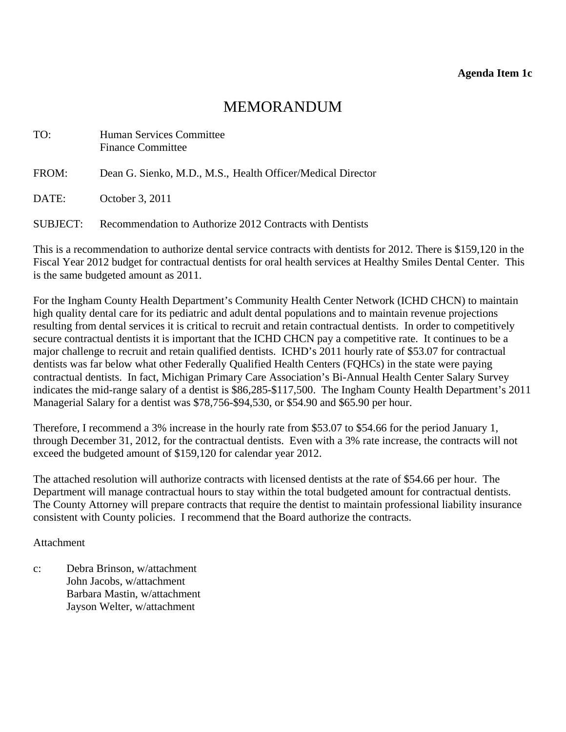**Agenda Item 1c**

# MEMORANDUM

TO: Human Services Committee
Finance Committee

FROM: Dean G. Sienko, M.D., M.S., Health Officer/Medical Director

DATE: October 3, 2011

SUBJECT: Recommendation to Authorize 2012 Contracts with Dentists

This is a recommendation to authorize dental service contracts with dentists for 2012. There is $159,120 in the Fiscal Year 2012 budget for contractual dentists for oral health services at Healthy Smiles Dental Center. This is the same budgeted amount as 2011.

For the Ingham County Health Department's Community Health Center Network (ICHD CHCN) to maintain high quality dental care for its pediatric and adult dental populations and to maintain revenue projections resulting from dental services it is critical to recruit and retain contractual dentists. In order to competitively secure contractual dentists it is important that the ICHD CHCN pay a competitive rate. It continues to be a major challenge to recruit and retain qualified dentists. ICHD's 2011 hourly rate of $53.07 for contractual dentists was far below what other Federally Qualified Health Centers (FQHCs) in the state were paying contractual dentists. In fact, Michigan Primary Care Association's Bi-Annual Health Center Salary Survey indicates the mid-range salary of a dentist is $86,285-$117,500. The Ingham County Health Department's 2011 Managerial Salary for a dentist was $78,756-$94,530, or $54.90 and $65.90 per hour.

Therefore, I recommend a 3% increase in the hourly rate from $53.07 to $54.66 for the period January 1, through December 31, 2012, for the contractual dentists. Even with a 3% rate increase, the contracts will not exceed the budgeted amount of $159,120 for calendar year 2012.

The attached resolution will authorize contracts with licensed dentists at the rate of $54.66 per hour. The Department will manage contractual hours to stay within the total budgeted amount for contractual dentists. The County Attorney will prepare contracts that require the dentist to maintain professional liability insurance consistent with County policies. I recommend that the Board authorize the contracts.

Attachment

c: Debra Brinson, w/attachment
John Jacobs, w/attachment
Barbara Mastin, w/attachment
Jayson Welter, w/attachment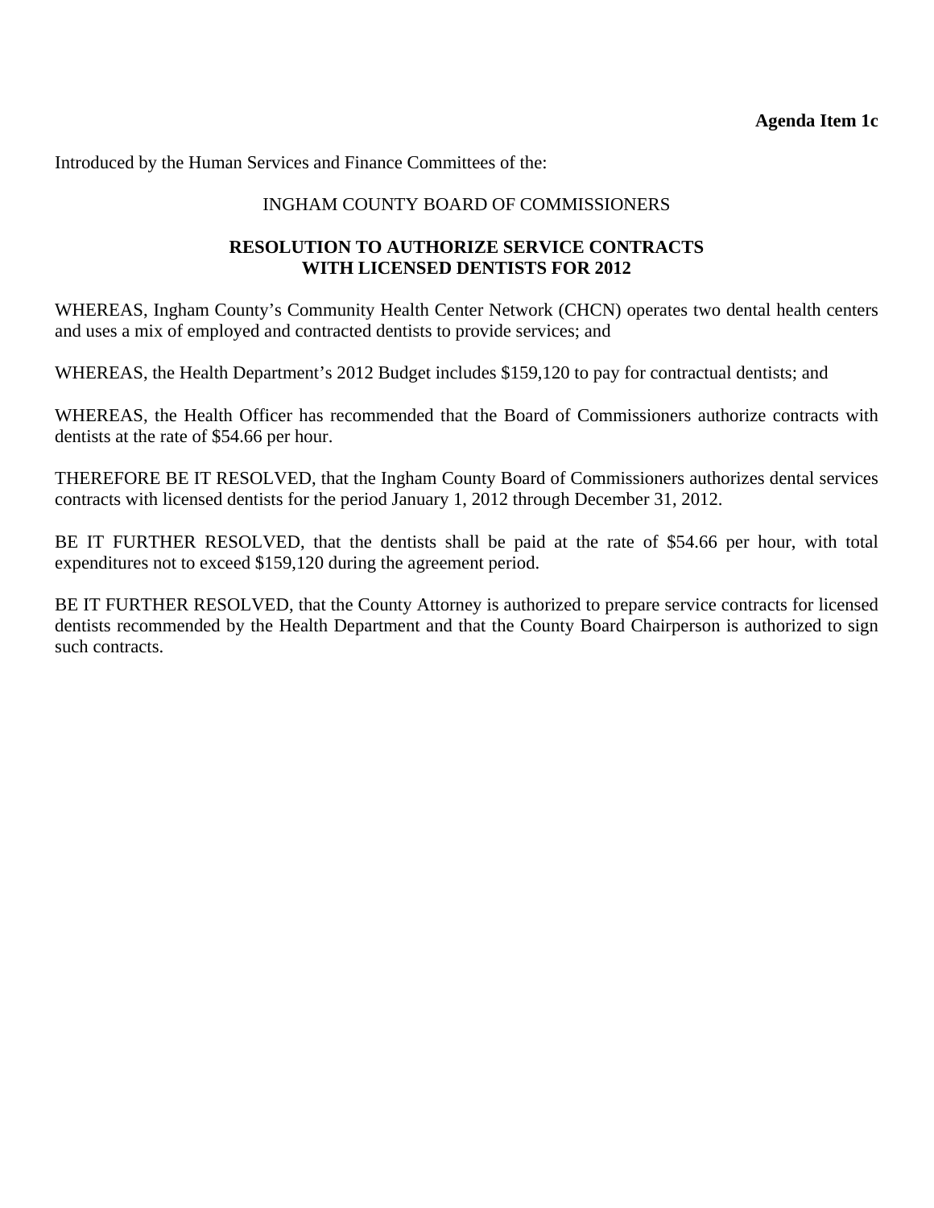**Agenda Item 1c**

Introduced by the Human Services and Finance Committees of the:

INGHAM COUNTY BOARD OF COMMISSIONERS

**RESOLUTION TO AUTHORIZE SERVICE CONTRACTS WITH LICENSED DENTISTS FOR 2012**

WHEREAS, Ingham County's Community Health Center Network (CHCN) operates two dental health centers and uses a mix of employed and contracted dentists to provide services; and

WHEREAS, the Health Department's 2012 Budget includes $159,120 to pay for contractual dentists; and

WHEREAS, the Health Officer has recommended that the Board of Commissioners authorize contracts with dentists at the rate of $54.66 per hour.

THEREFORE BE IT RESOLVED, that the Ingham County Board of Commissioners authorizes dental services contracts with licensed dentists for the period January 1, 2012 through December 31, 2012.

BE IT FURTHER RESOLVED, that the dentists shall be paid at the rate of $54.66 per hour, with total expenditures not to exceed $159,120 during the agreement period.

BE IT FURTHER RESOLVED, that the County Attorney is authorized to prepare service contracts for licensed dentists recommended by the Health Department and that the County Board Chairperson is authorized to sign such contracts.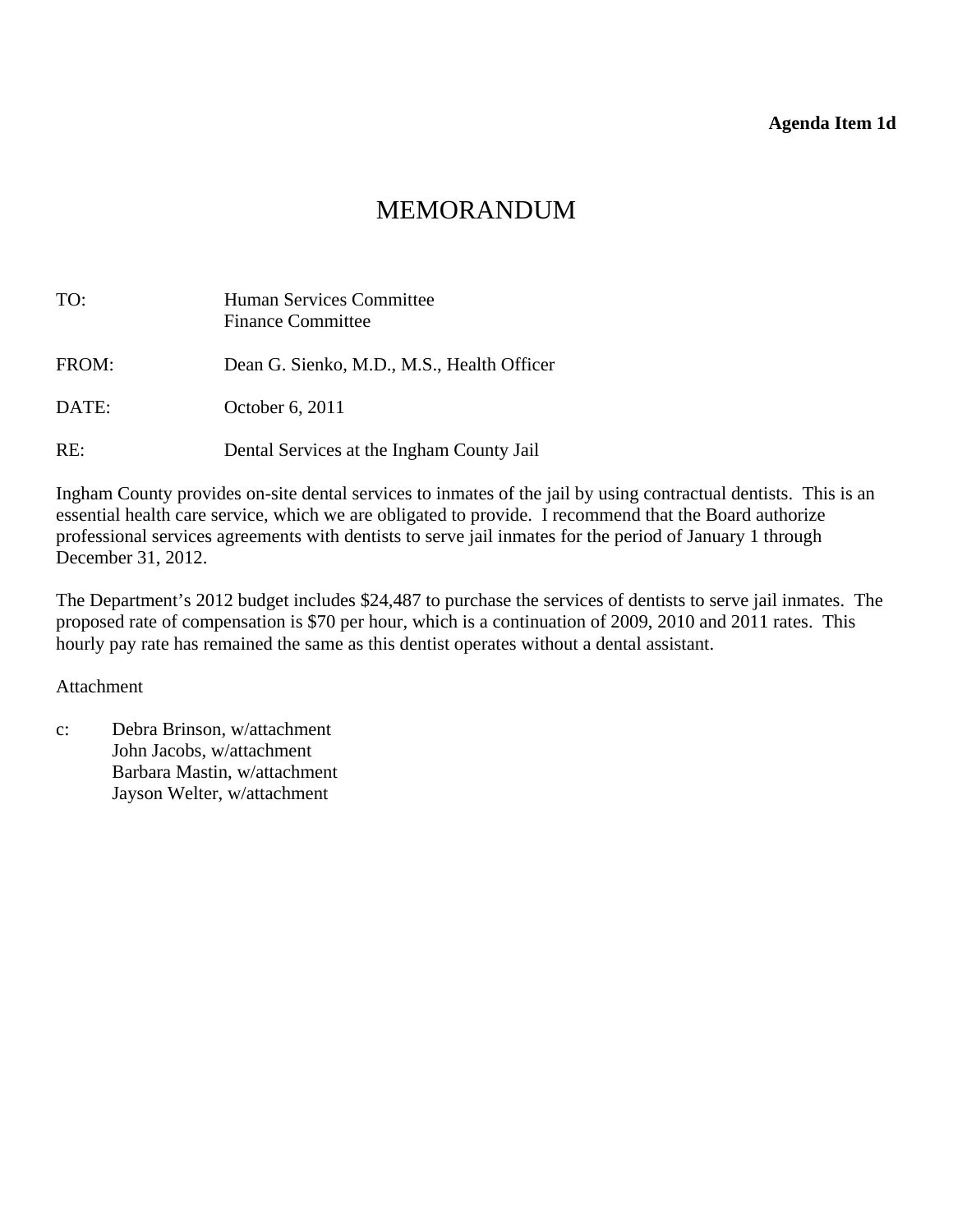**Agenda Item 1d**

# MEMORANDUM

TO: Human Services Committee
Finance Committee

FROM: Dean G. Sienko, M.D., M.S., Health Officer

DATE: October 6, 2011

RE: Dental Services at the Ingham County Jail

Ingham County provides on-site dental services to inmates of the jail by using contractual dentists. This is an essential health care service, which we are obligated to provide. I recommend that the Board authorize professional services agreements with dentists to serve jail inmates for the period of January 1 through December 31, 2012.

The Department's 2012 budget includes $24,487 to purchase the services of dentists to serve jail inmates. The proposed rate of compensation is $70 per hour, which is a continuation of 2009, 2010 and 2011 rates. This hourly pay rate has remained the same as this dentist operates without a dental assistant.

Attachment

c: Debra Brinson, w/attachment
John Jacobs, w/attachment
Barbara Mastin, w/attachment
Jayson Welter, w/attachment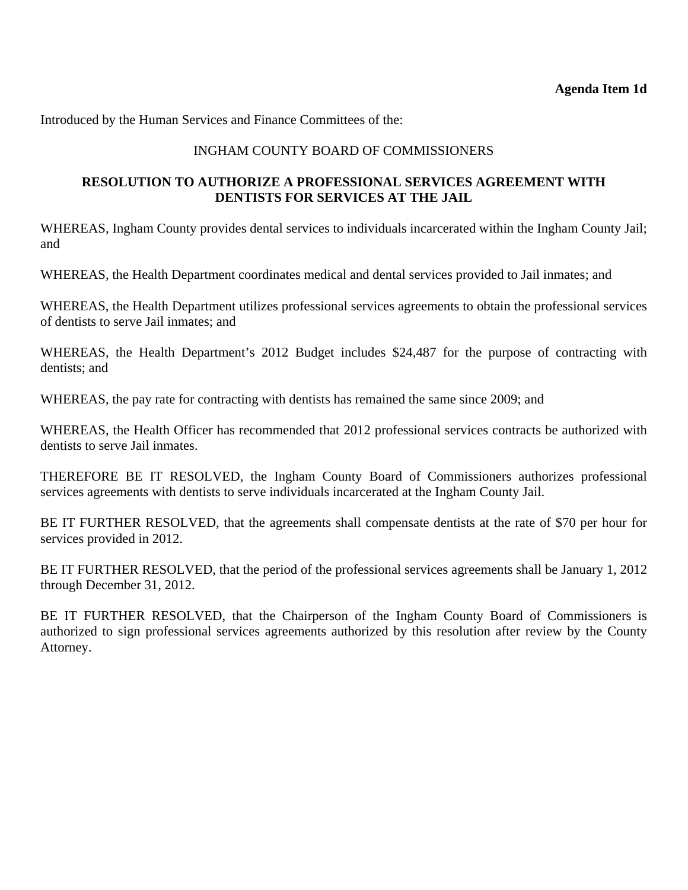**Agenda Item 1d**

Introduced by the Human Services and Finance Committees of the:

INGHAM COUNTY BOARD OF COMMISSIONERS

**RESOLUTION TO AUTHORIZE A PROFESSIONAL SERVICES AGREEMENT WITH DENTISTS FOR SERVICES AT THE JAIL**

WHEREAS, Ingham County provides dental services to individuals incarcerated within the Ingham County Jail; and

WHEREAS, the Health Department coordinates medical and dental services provided to Jail inmates; and

WHEREAS, the Health Department utilizes professional services agreements to obtain the professional services of dentists to serve Jail inmates; and

WHEREAS, the Health Department's 2012 Budget includes $24,487 for the purpose of contracting with dentists; and

WHEREAS, the pay rate for contracting with dentists has remained the same since 2009; and

WHEREAS, the Health Officer has recommended that 2012 professional services contracts be authorized with dentists to serve Jail inmates.

THEREFORE BE IT RESOLVED, the Ingham County Board of Commissioners authorizes professional services agreements with dentists to serve individuals incarcerated at the Ingham County Jail.

BE IT FURTHER RESOLVED, that the agreements shall compensate dentists at the rate of $70 per hour for services provided in 2012.

BE IT FURTHER RESOLVED, that the period of the professional services agreements shall be January 1, 2012 through December 31, 2012.

BE IT FURTHER RESOLVED, that the Chairperson of the Ingham County Board of Commissioners is authorized to sign professional services agreements authorized by this resolution after review by the County Attorney.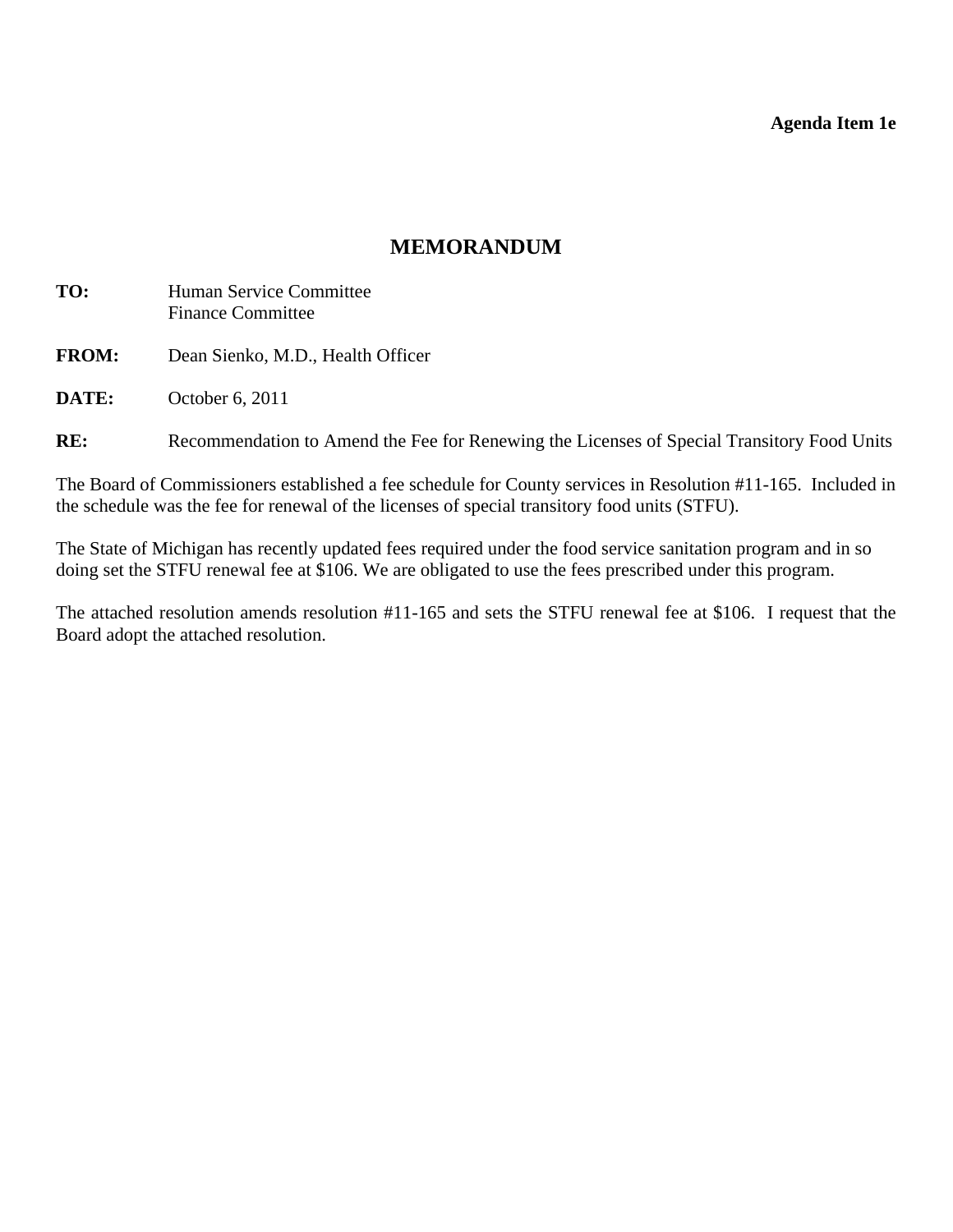**Agenda Item 1e**

# MEMORANDUM

**TO:** Human Service Committee
Finance Committee

**FROM:** Dean Sienko, M.D., Health Officer

**DATE:** October 6, 2011

**RE:** Recommendation to Amend the Fee for Renewing the Licenses of Special Transitory Food Units

The Board of Commissioners established a fee schedule for County services in Resolution #11-165. Included in the schedule was the fee for renewal of the licenses of special transitory food units (STFU).

The State of Michigan has recently updated fees required under the food service sanitation program and in so doing set the STFU renewal fee at $106. We are obligated to use the fees prescribed under this program.

The attached resolution amends resolution #11-165 and sets the STFU renewal fee at $106. I request that the Board adopt the attached resolution.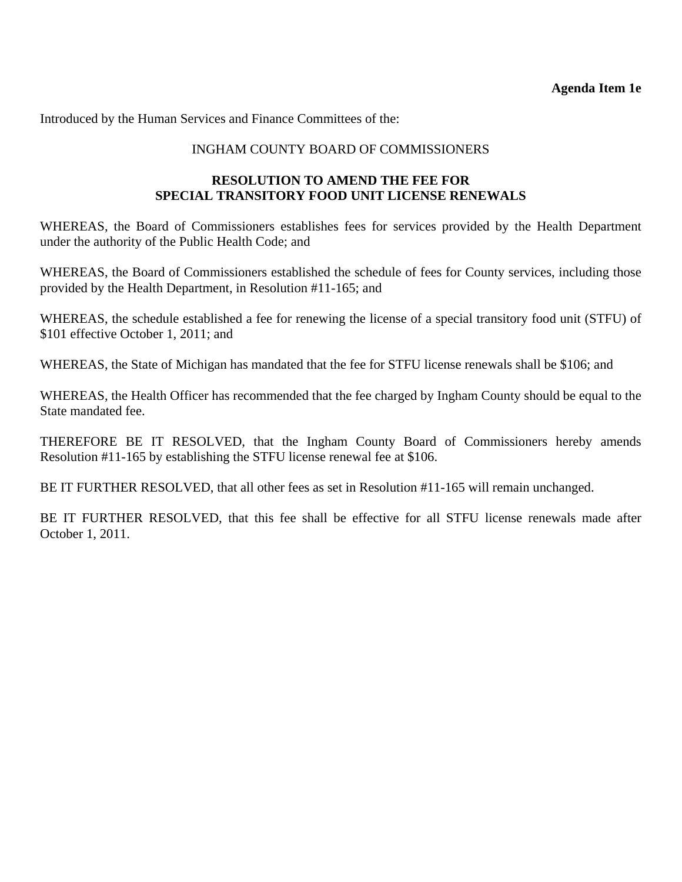**Agenda Item 1e**

Introduced by the Human Services and Finance Committees of the:

INGHAM COUNTY BOARD OF COMMISSIONERS

# RESOLUTION TO AMEND THE FEE FOR SPECIAL TRANSITORY FOOD UNIT LICENSE RENEWALS

WHEREAS, the Board of Commissioners establishes fees for services provided by the Health Department under the authority of the Public Health Code; and

WHEREAS, the Board of Commissioners established the schedule of fees for County services, including those provided by the Health Department, in Resolution #11-165; and

WHEREAS, the schedule established a fee for renewing the license of a special transitory food unit (STFU) of $101 effective October 1, 2011; and

WHEREAS, the State of Michigan has mandated that the fee for STFU license renewals shall be $106; and

WHEREAS, the Health Officer has recommended that the fee charged by Ingham County should be equal to the State mandated fee.

THEREFORE BE IT RESOLVED, that the Ingham County Board of Commissioners hereby amends Resolution #11-165 by establishing the STFU license renewal fee at $106.

BE IT FURTHER RESOLVED, that all other fees as set in Resolution #11-165 will remain unchanged.

BE IT FURTHER RESOLVED, that this fee shall be effective for all STFU license renewals made after October 1, 2011.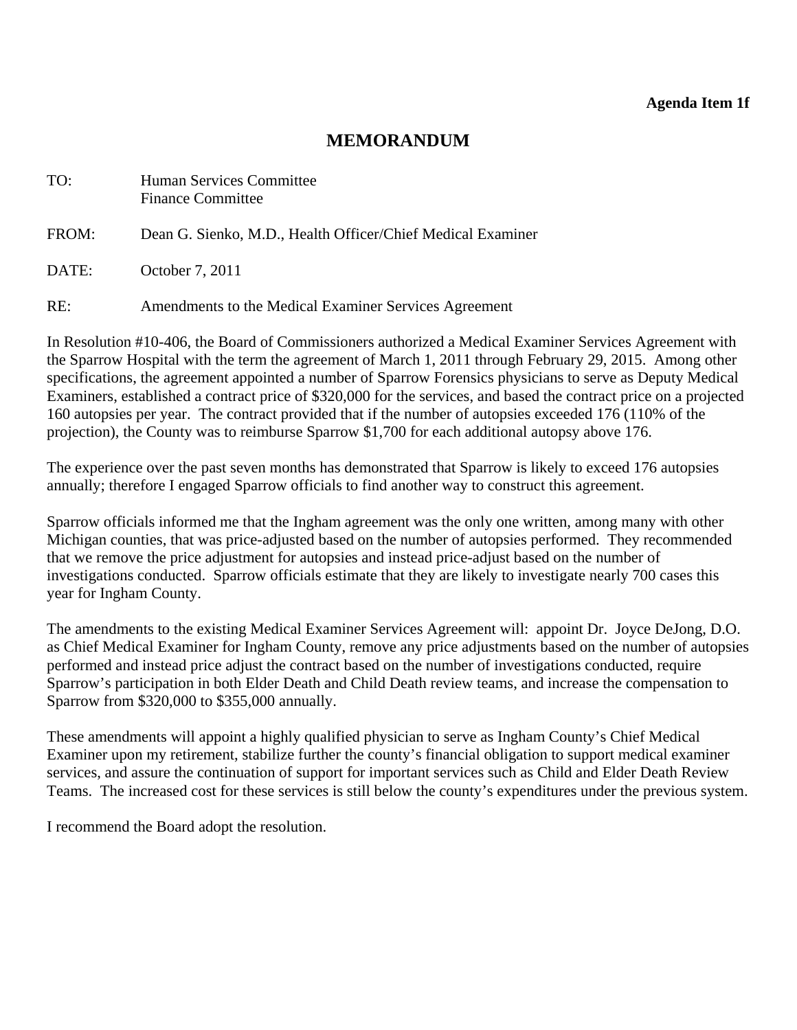**Agenda Item 1f**

# MEMORANDUM

TO: Human Services Committee
Finance Committee

FROM: Dean G. Sienko, M.D., Health Officer/Chief Medical Examiner

DATE: October 7, 2011

RE: Amendments to the Medical Examiner Services Agreement

In Resolution #10-406, the Board of Commissioners authorized a Medical Examiner Services Agreement with the Sparrow Hospital with the term the agreement of March 1, 2011 through February 29, 2015. Among other specifications, the agreement appointed a number of Sparrow Forensics physicians to serve as Deputy Medical Examiners, established a contract price of $320,000 for the services, and based the contract price on a projected 160 autopsies per year. The contract provided that if the number of autopsies exceeded 176 (110% of the projection), the County was to reimburse Sparrow $1,700 for each additional autopsy above 176.

The experience over the past seven months has demonstrated that Sparrow is likely to exceed 176 autopsies annually; therefore I engaged Sparrow officials to find another way to construct this agreement.

Sparrow officials informed me that the Ingham agreement was the only one written, among many with other Michigan counties, that was price-adjusted based on the number of autopsies performed. They recommended that we remove the price adjustment for autopsies and instead price-adjust based on the number of investigations conducted. Sparrow officials estimate that they are likely to investigate nearly 700 cases this year for Ingham County.

The amendments to the existing Medical Examiner Services Agreement will: appoint Dr. Joyce DeJong, D.O. as Chief Medical Examiner for Ingham County, remove any price adjustments based on the number of autopsies performed and instead price adjust the contract based on the number of investigations conducted, require Sparrow's participation in both Elder Death and Child Death review teams, and increase the compensation to Sparrow from $320,000 to $355,000 annually.

These amendments will appoint a highly qualified physician to serve as Ingham County's Chief Medical Examiner upon my retirement, stabilize further the county's financial obligation to support medical examiner services, and assure the continuation of support for important services such as Child and Elder Death Review Teams. The increased cost for these services is still below the county's expenditures under the previous system.

I recommend the Board adopt the resolution.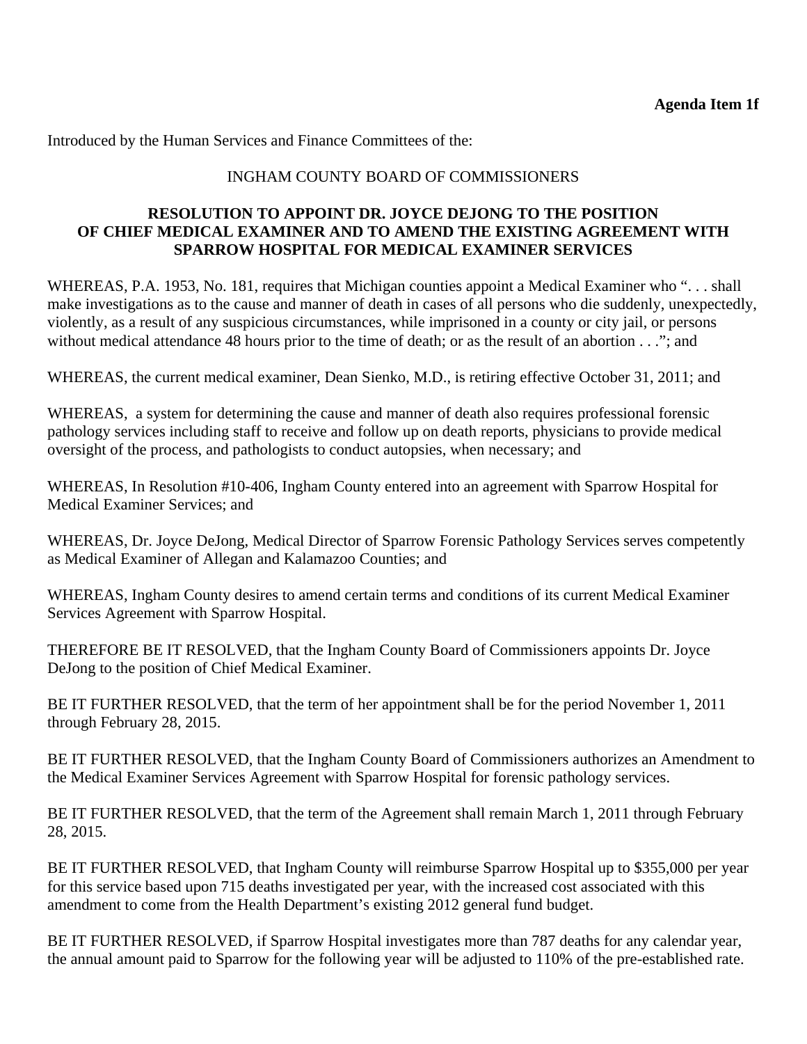**Agenda Item 1f**

Introduced by the Human Services and Finance Committees of the:

INGHAM COUNTY BOARD OF COMMISSIONERS

**RESOLUTION TO APPOINT DR. JOYCE DEJONG TO THE POSITION OF CHIEF MEDICAL EXAMINER AND TO AMEND THE EXISTING AGREEMENT WITH SPARROW HOSPITAL FOR MEDICAL EXAMINER SERVICES**

WHEREAS, P.A. 1953, No. 181, requires that Michigan counties appoint a Medical Examiner who ". . . shall make investigations as to the cause and manner of death in cases of all persons who die suddenly, unexpectedly, violently, as a result of any suspicious circumstances, while imprisoned in a county or city jail, or persons without medical attendance 48 hours prior to the time of death; or as the result of an abortion . . ."; and

WHEREAS, the current medical examiner, Dean Sienko, M.D., is retiring effective October 31, 2011; and

WHEREAS, a system for determining the cause and manner of death also requires professional forensic pathology services including staff to receive and follow up on death reports, physicians to provide medical oversight of the process, and pathologists to conduct autopsies, when necessary; and

WHEREAS, In Resolution #10-406, Ingham County entered into an agreement with Sparrow Hospital for Medical Examiner Services; and

WHEREAS, Dr. Joyce DeJong, Medical Director of Sparrow Forensic Pathology Services serves competently as Medical Examiner of Allegan and Kalamazoo Counties; and

WHEREAS, Ingham County desires to amend certain terms and conditions of its current Medical Examiner Services Agreement with Sparrow Hospital.

THEREFORE BE IT RESOLVED, that the Ingham County Board of Commissioners appoints Dr. Joyce DeJong to the position of Chief Medical Examiner.

BE IT FURTHER RESOLVED, that the term of her appointment shall be for the period November 1, 2011 through February 28, 2015.

BE IT FURTHER RESOLVED, that the Ingham County Board of Commissioners authorizes an Amendment to the Medical Examiner Services Agreement with Sparrow Hospital for forensic pathology services.

BE IT FURTHER RESOLVED, that the term of the Agreement shall remain March 1, 2011 through February 28, 2015.

BE IT FURTHER RESOLVED, that Ingham County will reimburse Sparrow Hospital up to $355,000 per year for this service based upon 715 deaths investigated per year, with the increased cost associated with this amendment to come from the Health Department's existing 2012 general fund budget.

BE IT FURTHER RESOLVED, if Sparrow Hospital investigates more than 787 deaths for any calendar year, the annual amount paid to Sparrow for the following year will be adjusted to 110% of the pre-established rate.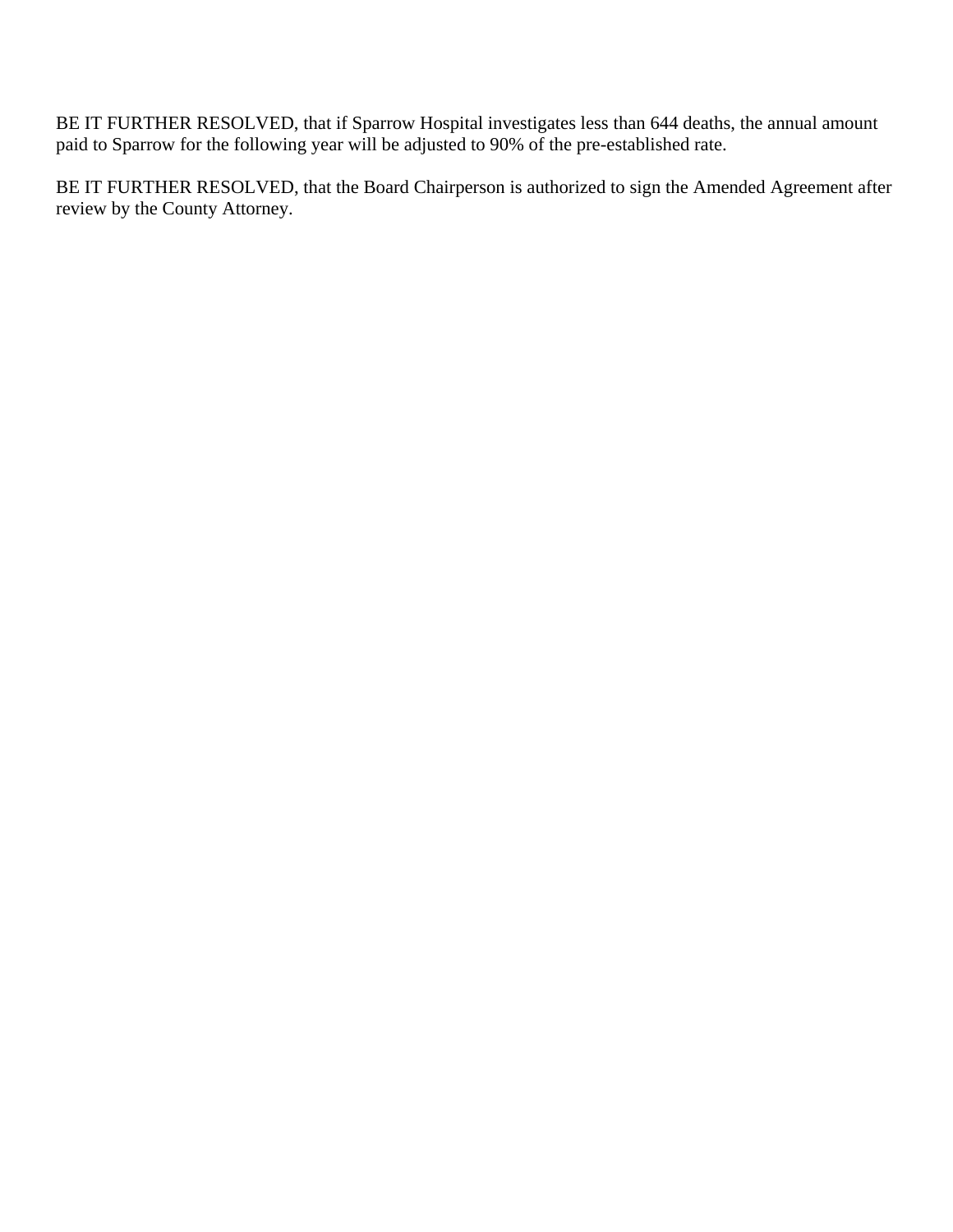BE IT FURTHER RESOLVED, that if Sparrow Hospital investigates less than 644 deaths, the annual amount paid to Sparrow for the following year will be adjusted to 90% of the pre-established rate.

BE IT FURTHER RESOLVED, that the Board Chairperson is authorized to sign the Amended Agreement after review by the County Attorney.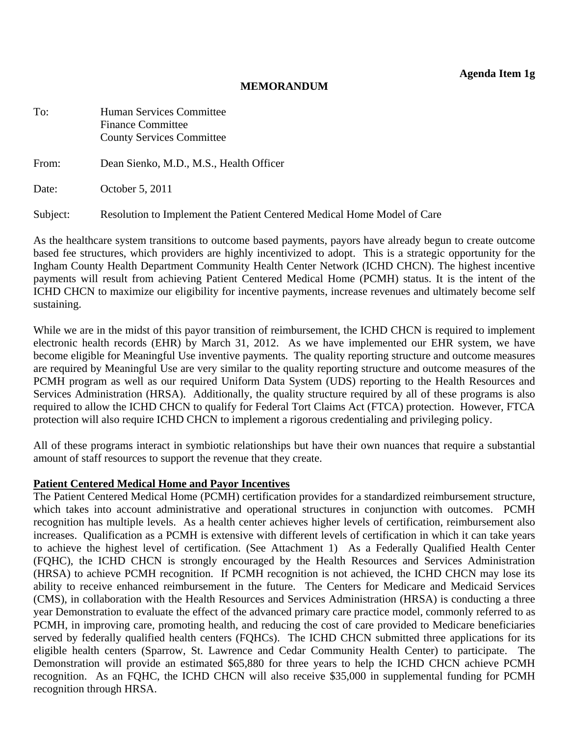**Agenda Item 1g**

**MEMORANDUM**

To: Human Services Committee
Finance Committee
County Services Committee

From: Dean Sienko, M.D., M.S., Health Officer

Date: October 5, 2011

Subject: Resolution to Implement the Patient Centered Medical Home Model of Care

As the healthcare system transitions to outcome based payments, payors have already begun to create outcome based fee structures, which providers are highly incentivized to adopt. This is a strategic opportunity for the Ingham County Health Department Community Health Center Network (ICHD CHCN). The highest incentive payments will result from achieving Patient Centered Medical Home (PCMH) status. It is the intent of the ICHD CHCN to maximize our eligibility for incentive payments, increase revenues and ultimately become self sustaining.

While we are in the midst of this payor transition of reimbursement, the ICHD CHCN is required to implement electronic health records (EHR) by March 31, 2012. As we have implemented our EHR system, we have become eligible for Meaningful Use inventive payments. The quality reporting structure and outcome measures are required by Meaningful Use are very similar to the quality reporting structure and outcome measures of the PCMH program as well as our required Uniform Data System (UDS) reporting to the Health Resources and Services Administration (HRSA). Additionally, the quality structure required by all of these programs is also required to allow the ICHD CHCN to qualify for Federal Tort Claims Act (FTCA) protection. However, FTCA protection will also require ICHD CHCN to implement a rigorous credentialing and privileging policy.

All of these programs interact in symbiotic relationships but have their own nuances that require a substantial amount of staff resources to support the revenue that they create.

**Patient Centered Medical Home and Payor Incentives**

The Patient Centered Medical Home (PCMH) certification provides for a standardized reimbursement structure, which takes into account administrative and operational structures in conjunction with outcomes. PCMH recognition has multiple levels. As a health center achieves higher levels of certification, reimbursement also increases. Qualification as a PCMH is extensive with different levels of certification in which it can take years to achieve the highest level of certification. (See Attachment 1) As a Federally Qualified Health Center (FQHC), the ICHD CHCN is strongly encouraged by the Health Resources and Services Administration (HRSA) to achieve PCMH recognition. If PCMH recognition is not achieved, the ICHD CHCN may lose its ability to receive enhanced reimbursement in the future. The Centers for Medicare and Medicaid Services (CMS), in collaboration with the Health Resources and Services Administration (HRSA) is conducting a three year Demonstration to evaluate the effect of the advanced primary care practice model, commonly referred to as PCMH, in improving care, promoting health, and reducing the cost of care provided to Medicare beneficiaries served by federally qualified health centers (FQHCs). The ICHD CHCN submitted three applications for its eligible health centers (Sparrow, St. Lawrence and Cedar Community Health Center) to participate. The Demonstration will provide an estimated $65,880 for three years to help the ICHD CHCN achieve PCMH recognition. As an FQHC, the ICHD CHCN will also receive $35,000 in supplemental funding for PCMH recognition through HRSA.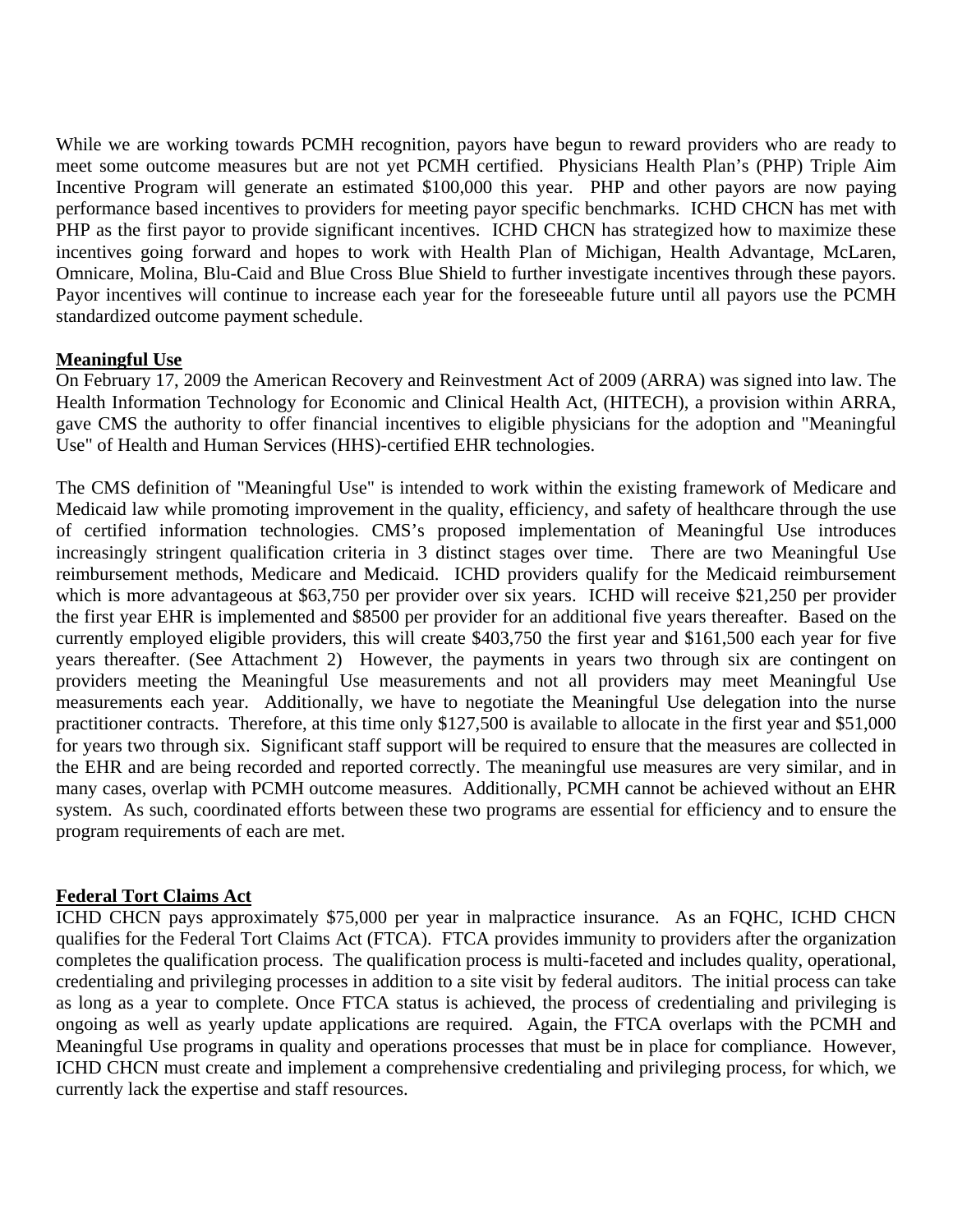While we are working towards PCMH recognition, payors have begun to reward providers who are ready to meet some outcome measures but are not yet PCMH certified. Physicians Health Plan's (PHP) Triple Aim Incentive Program will generate an estimated $100,000 this year. PHP and other payors are now paying performance based incentives to providers for meeting payor specific benchmarks. ICHD CHCN has met with PHP as the first payor to provide significant incentives. ICHD CHCN has strategized how to maximize these incentives going forward and hopes to work with Health Plan of Michigan, Health Advantage, McLaren, Omnicare, Molina, Blu-Caid and Blue Cross Blue Shield to further investigate incentives through these payors. Payor incentives will continue to increase each year for the foreseeable future until all payors use the PCMH standardized outcome payment schedule.

## Meaningful Use

On February 17, 2009 the American Recovery and Reinvestment Act of 2009 (ARRA) was signed into law. The Health Information Technology for Economic and Clinical Health Act, (HITECH), a provision within ARRA, gave CMS the authority to offer financial incentives to eligible physicians for the adoption and "Meaningful Use" of Health and Human Services (HHS)-certified EHR technologies.

The CMS definition of "Meaningful Use" is intended to work within the existing framework of Medicare and Medicaid law while promoting improvement in the quality, efficiency, and safety of healthcare through the use of certified information technologies. CMS's proposed implementation of Meaningful Use introduces increasingly stringent qualification criteria in 3 distinct stages over time. There are two Meaningful Use reimbursement methods, Medicare and Medicaid. ICHD providers qualify for the Medicaid reimbursement which is more advantageous at $63,750 per provider over six years. ICHD will receive $21,250 per provider the first year EHR is implemented and $8500 per provider for an additional five years thereafter. Based on the currently employed eligible providers, this will create $403,750 the first year and $161,500 each year for five years thereafter. (See Attachment 2) However, the payments in years two through six are contingent on providers meeting the Meaningful Use measurements and not all providers may meet Meaningful Use measurements each year. Additionally, we have to negotiate the Meaningful Use delegation into the nurse practitioner contracts. Therefore, at this time only $127,500 is available to allocate in the first year and $51,000 for years two through six. Significant staff support will be required to ensure that the measures are collected in the EHR and are being recorded and reported correctly. The meaningful use measures are very similar, and in many cases, overlap with PCMH outcome measures. Additionally, PCMH cannot be achieved without an EHR system. As such, coordinated efforts between these two programs are essential for efficiency and to ensure the program requirements of each are met.

## Federal Tort Claims Act

ICHD CHCN pays approximately $75,000 per year in malpractice insurance. As an FQHC, ICHD CHCN qualifies for the Federal Tort Claims Act (FTCA). FTCA provides immunity to providers after the organization completes the qualification process. The qualification process is multi-faceted and includes quality, operational, credentialing and privileging processes in addition to a site visit by federal auditors. The initial process can take as long as a year to complete. Once FTCA status is achieved, the process of credentialing and privileging is ongoing as well as yearly update applications are required. Again, the FTCA overlaps with the PCMH and Meaningful Use programs in quality and operations processes that must be in place for compliance. However, ICHD CHCN must create and implement a comprehensive credentialing and privileging process, for which, we currently lack the expertise and staff resources.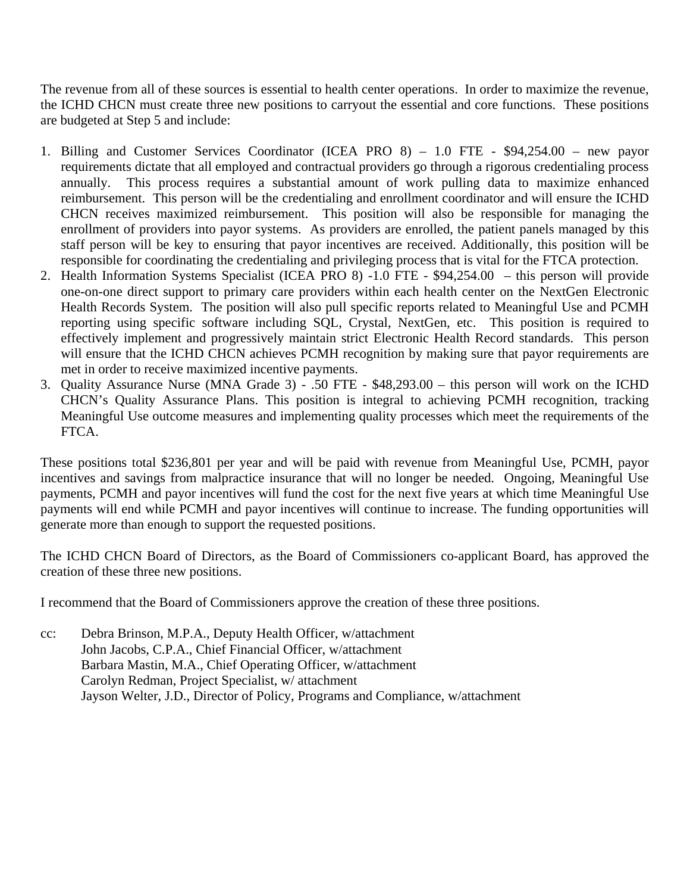The revenue from all of these sources is essential to health center operations. In order to maximize the revenue, the ICHD CHCN must create three new positions to carryout the essential and core functions. These positions are budgeted at Step 5 and include:

1. Billing and Customer Services Coordinator (ICEA PRO 8) – 1.0 FTE - $94,254.00 – new payor requirements dictate that all employed and contractual providers go through a rigorous credentialing process annually. This process requires a substantial amount of work pulling data to maximize enhanced reimbursement. This person will be the credentialing and enrollment coordinator and will ensure the ICHD CHCN receives maximized reimbursement. This position will also be responsible for managing the enrollment of providers into payor systems. As providers are enrolled, the patient panels managed by this staff person will be key to ensuring that payor incentives are received. Additionally, this position will be responsible for coordinating the credentialing and privileging process that is vital for the FTCA protection.
2. Health Information Systems Specialist (ICEA PRO 8) -1.0 FTE - $94,254.00 – this person will provide one-on-one direct support to primary care providers within each health center on the NextGen Electronic Health Records System. The position will also pull specific reports related to Meaningful Use and PCMH reporting using specific software including SQL, Crystal, NextGen, etc. This position is required to effectively implement and progressively maintain strict Electronic Health Record standards. This person will ensure that the ICHD CHCN achieves PCMH recognition by making sure that payor requirements are met in order to receive maximized incentive payments.
3. Quality Assurance Nurse (MNA Grade 3) - .50 FTE - $48,293.00 – this person will work on the ICHD CHCN's Quality Assurance Plans. This position is integral to achieving PCMH recognition, tracking Meaningful Use outcome measures and implementing quality processes which meet the requirements of the FTCA.

These positions total $236,801 per year and will be paid with revenue from Meaningful Use, PCMH, payor incentives and savings from malpractice insurance that will no longer be needed. Ongoing, Meaningful Use payments, PCMH and payor incentives will fund the cost for the next five years at which time Meaningful Use payments will end while PCMH and payor incentives will continue to increase. The funding opportunities will generate more than enough to support the requested positions.

The ICHD CHCN Board of Directors, as the Board of Commissioners co-applicant Board, has approved the creation of these three new positions.

I recommend that the Board of Commissioners approve the creation of these three positions.

cc: Debra Brinson, M.P.A., Deputy Health Officer, w/attachment
John Jacobs, C.P.A., Chief Financial Officer, w/attachment
Barbara Mastin, M.A., Chief Operating Officer, w/attachment
Carolyn Redman, Project Specialist, w/ attachment
Jayson Welter, J.D., Director of Policy, Programs and Compliance, w/attachment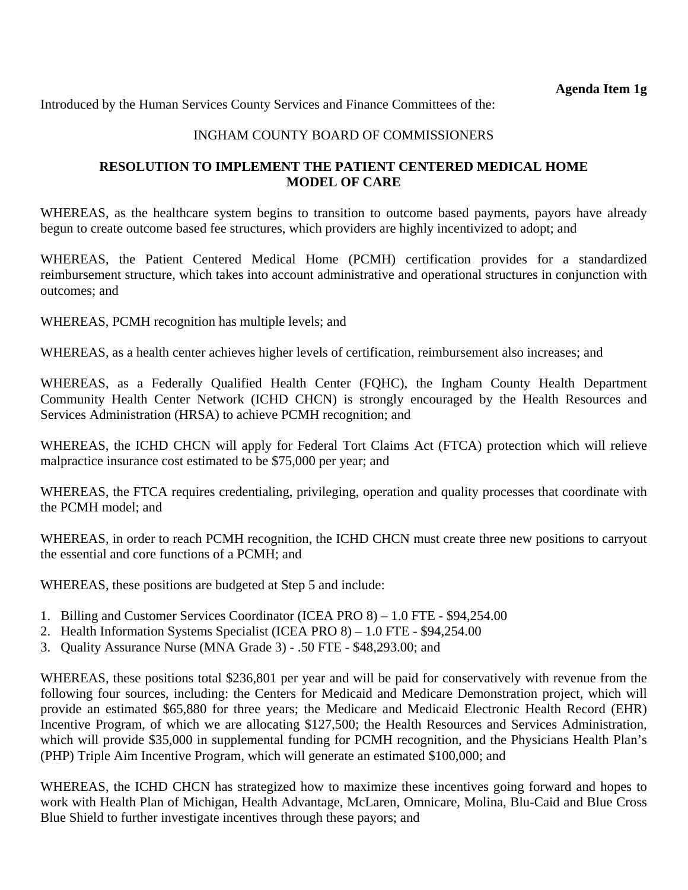**Agenda Item 1g**

Introduced by the Human Services County Services and Finance Committees of the:

INGHAM COUNTY BOARD OF COMMISSIONERS

**RESOLUTION TO IMPLEMENT THE PATIENT CENTERED MEDICAL HOME MODEL OF CARE**

WHEREAS, as the healthcare system begins to transition to outcome based payments, payors have already begun to create outcome based fee structures, which providers are highly incentivized to adopt; and

WHEREAS, the Patient Centered Medical Home (PCMH) certification provides for a standardized reimbursement structure, which takes into account administrative and operational structures in conjunction with outcomes; and

WHEREAS, PCMH recognition has multiple levels; and

WHEREAS, as a health center achieves higher levels of certification, reimbursement also increases; and

WHEREAS, as a Federally Qualified Health Center (FQHC), the Ingham County Health Department Community Health Center Network (ICHD CHCN) is strongly encouraged by the Health Resources and Services Administration (HRSA) to achieve PCMH recognition; and

WHEREAS, the ICHD CHCN will apply for Federal Tort Claims Act (FTCA) protection which will relieve malpractice insurance cost estimated to be $75,000 per year; and

WHEREAS, the FTCA requires credentialing, privileging, operation and quality processes that coordinate with the PCMH model; and

WHEREAS, in order to reach PCMH recognition, the ICHD CHCN must create three new positions to carryout the essential and core functions of a PCMH; and

WHEREAS, these positions are budgeted at Step 5 and include:

1. Billing and Customer Services Coordinator (ICEA PRO 8) – 1.0 FTE - $94,254.00
2. Health Information Systems Specialist (ICEA PRO 8) – 1.0 FTE - $94,254.00
3. Quality Assurance Nurse (MNA Grade 3) - .50 FTE - $48,293.00; and

WHEREAS, these positions total $236,801 per year and will be paid for conservatively with revenue from the following four sources, including: the Centers for Medicaid and Medicare Demonstration project, which will provide an estimated $65,880 for three years; the Medicare and Medicaid Electronic Health Record (EHR) Incentive Program, of which we are allocating $127,500; the Health Resources and Services Administration, which will provide $35,000 in supplemental funding for PCMH recognition, and the Physicians Health Plan's (PHP) Triple Aim Incentive Program, which will generate an estimated $100,000; and

WHEREAS, the ICHD CHCN has strategized how to maximize these incentives going forward and hopes to work with Health Plan of Michigan, Health Advantage, McLaren, Omnicare, Molina, Blu-Caid and Blue Cross Blue Shield to further investigate incentives through these payors; and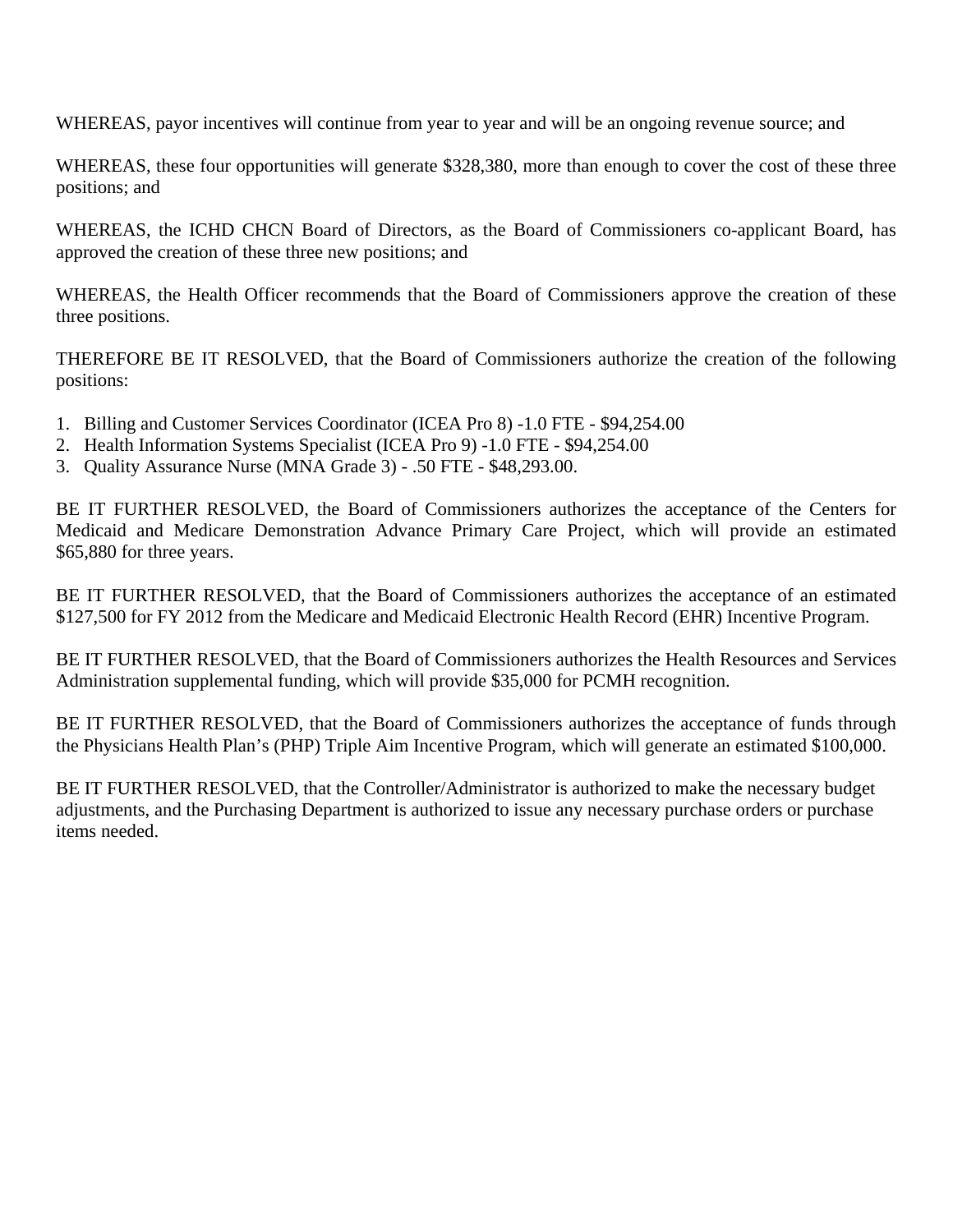WHEREAS, payor incentives will continue from year to year and will be an ongoing revenue source; and

WHEREAS, these four opportunities will generate $328,380, more than enough to cover the cost of these three positions; and

WHEREAS, the ICHD CHCN Board of Directors, as the Board of Commissioners co-applicant Board, has approved the creation of these three new positions; and

WHEREAS, the Health Officer recommends that the Board of Commissioners approve the creation of these three positions.

THEREFORE BE IT RESOLVED, that the Board of Commissioners authorize the creation of the following positions:

1. Billing and Customer Services Coordinator (ICEA Pro 8) -1.0 FTE - $94,254.00
2. Health Information Systems Specialist (ICEA Pro 9) -1.0 FTE - $94,254.00
3. Quality Assurance Nurse (MNA Grade 3) - .50 FTE - $48,293.00.

BE IT FURTHER RESOLVED, the Board of Commissioners authorizes the acceptance of the Centers for Medicaid and Medicare Demonstration Advance Primary Care Project, which will provide an estimated $65,880 for three years.

BE IT FURTHER RESOLVED, that the Board of Commissioners authorizes the acceptance of an estimated $127,500 for FY 2012 from the Medicare and Medicaid Electronic Health Record (EHR) Incentive Program.

BE IT FURTHER RESOLVED, that the Board of Commissioners authorizes the Health Resources and Services Administration supplemental funding, which will provide $35,000 for PCMH recognition.

BE IT FURTHER RESOLVED, that the Board of Commissioners authorizes the acceptance of funds through the Physicians Health Plan's (PHP) Triple Aim Incentive Program, which will generate an estimated $100,000.

BE IT FURTHER RESOLVED, that the Controller/Administrator is authorized to make the necessary budget adjustments, and the Purchasing Department is authorized to issue any necessary purchase orders or purchase items needed.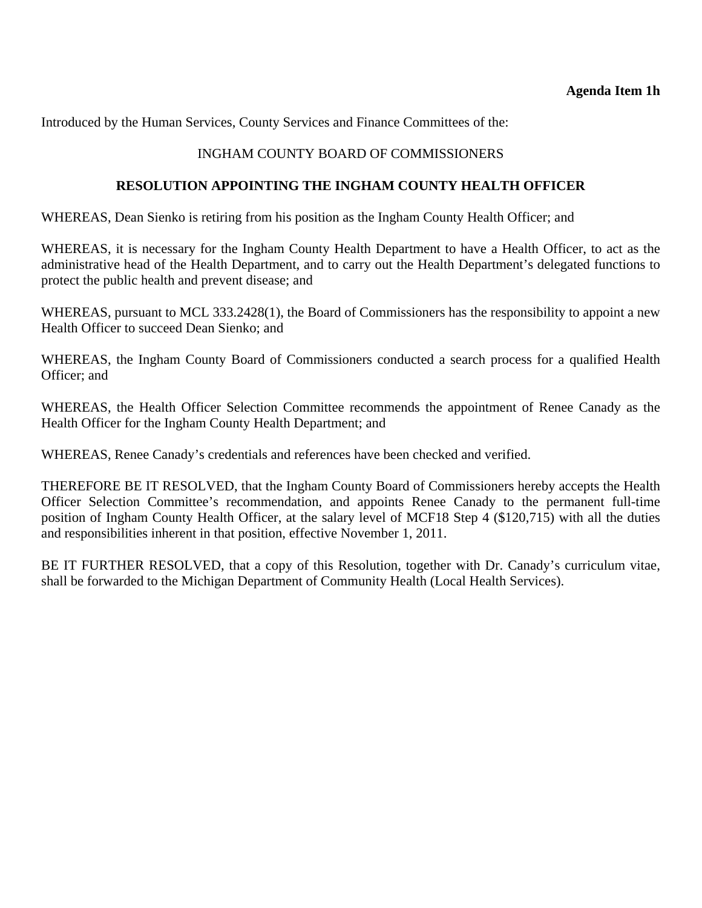**Agenda Item 1h**

Introduced by the Human Services, County Services and Finance Committees of the:

INGHAM COUNTY BOARD OF COMMISSIONERS

**RESOLUTION APPOINTING THE INGHAM COUNTY HEALTH OFFICER**

WHEREAS, Dean Sienko is retiring from his position as the Ingham County Health Officer; and

WHEREAS, it is necessary for the Ingham County Health Department to have a Health Officer, to act as the administrative head of the Health Department, and to carry out the Health Department's delegated functions to protect the public health and prevent disease; and

WHEREAS, pursuant to MCL 333.2428(1), the Board of Commissioners has the responsibility to appoint a new Health Officer to succeed Dean Sienko; and

WHEREAS, the Ingham County Board of Commissioners conducted a search process for a qualified Health Officer; and

WHEREAS, the Health Officer Selection Committee recommends the appointment of Renee Canady as the Health Officer for the Ingham County Health Department; and

WHEREAS, Renee Canady's credentials and references have been checked and verified.

THEREFORE BE IT RESOLVED, that the Ingham County Board of Commissioners hereby accepts the Health Officer Selection Committee's recommendation, and appoints Renee Canady to the permanent full-time position of Ingham County Health Officer, at the salary level of MCF18 Step 4 ($120,715) with all the duties and responsibilities inherent in that position, effective November 1, 2011.

BE IT FURTHER RESOLVED, that a copy of this Resolution, together with Dr. Canady's curriculum vitae, shall be forwarded to the Michigan Department of Community Health (Local Health Services).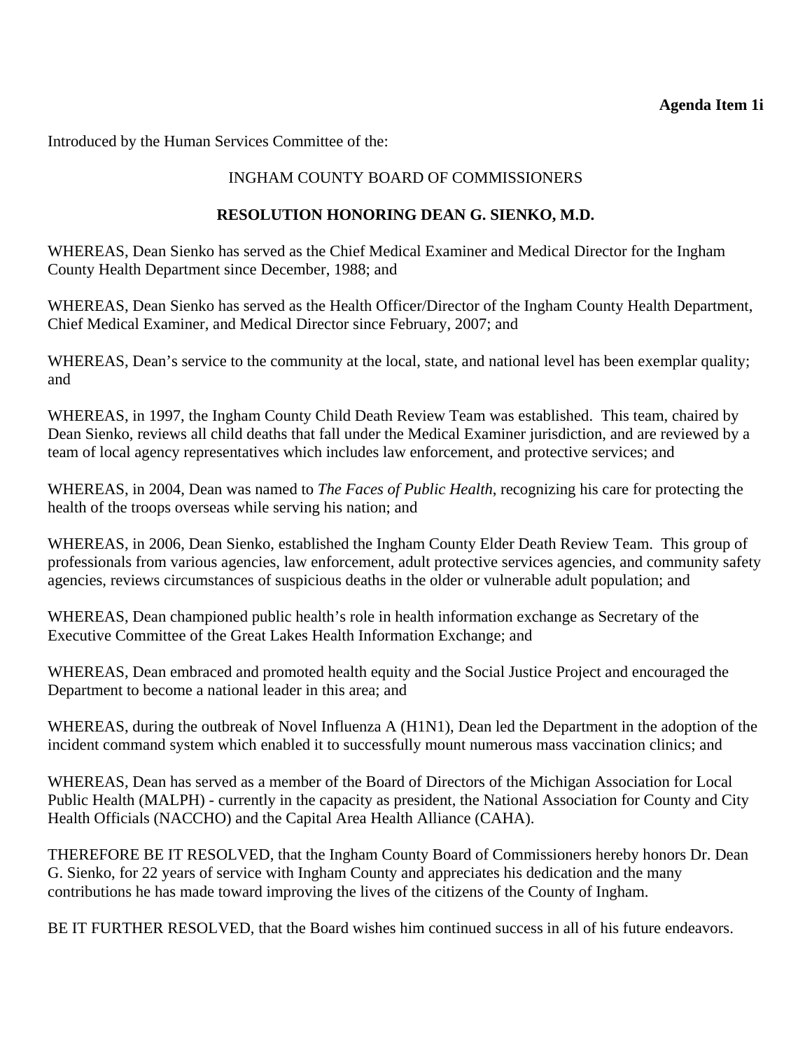**Agenda Item 1i**

Introduced by the Human Services Committee of the:

INGHAM COUNTY BOARD OF COMMISSIONERS

**RESOLUTION HONORING DEAN G. SIENKO, M.D.**

WHEREAS, Dean Sienko has served as the Chief Medical Examiner and Medical Director for the Ingham County Health Department since December, 1988; and

WHEREAS, Dean Sienko has served as the Health Officer/Director of the Ingham County Health Department, Chief Medical Examiner, and Medical Director since February, 2007; and

WHEREAS, Dean's service to the community at the local, state, and national level has been exemplar quality; and

WHEREAS, in 1997, the Ingham County Child Death Review Team was established. This team, chaired by Dean Sienko, reviews all child deaths that fall under the Medical Examiner jurisdiction, and are reviewed by a team of local agency representatives which includes law enforcement, and protective services; and

WHEREAS, in 2004, Dean was named to *The Faces of Public Health*, recognizing his care for protecting the health of the troops overseas while serving his nation; and

WHEREAS, in 2006, Dean Sienko, established the Ingham County Elder Death Review Team. This group of professionals from various agencies, law enforcement, adult protective services agencies, and community safety agencies, reviews circumstances of suspicious deaths in the older or vulnerable adult population; and

WHEREAS, Dean championed public health's role in health information exchange as Secretary of the Executive Committee of the Great Lakes Health Information Exchange; and

WHEREAS, Dean embraced and promoted health equity and the Social Justice Project and encouraged the Department to become a national leader in this area; and

WHEREAS, during the outbreak of Novel Influenza A (H1N1), Dean led the Department in the adoption of the incident command system which enabled it to successfully mount numerous mass vaccination clinics; and

WHEREAS, Dean has served as a member of the Board of Directors of the Michigan Association for Local Public Health (MALPH) - currently in the capacity as president, the National Association for County and City Health Officials (NACCHO) and the Capital Area Health Alliance (CAHA).

THEREFORE BE IT RESOLVED, that the Ingham County Board of Commissioners hereby honors Dr. Dean G. Sienko, for 22 years of service with Ingham County and appreciates his dedication and the many contributions he has made toward improving the lives of the citizens of the County of Ingham.

BE IT FURTHER RESOLVED, that the Board wishes him continued success in all of his future endeavors.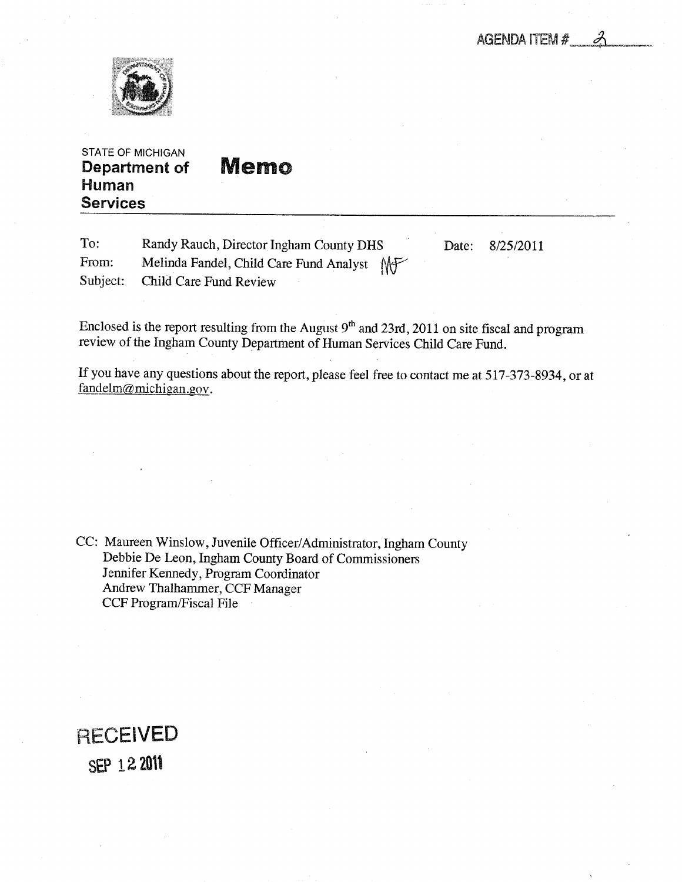AGENDA ITEM # 2

STATE OF MICHIGAN
**Department of Human Services**

# Memo

| | | | |
|---|---|---|---|
| To: | Randy Rauch, Director Ingham County DHS | Date: | 8/25/2011 |
| From: | Melinda Fandel, Child Care Fund Analyst MF | | |
| Subject: | Child Care Fund Review | | |

Enclosed is the report resulting from the August 9th and 23rd, 2011 on site fiscal and program review of the Ingham County Department of Human Services Child Care Fund.

If you have any questions about the report, please feel free to contact me at 517-373-8934, or at fandelm@michigan.gov.

CC: Maureen Winslow, Juvenile Officer/Administrator, Ingham County
Debbie De Leon, Ingham County Board of Commissioners
Jennifer Kennedy, Program Coordinator
Andrew Thalhammer, CCF Manager
CCF Program/Fiscal File

RECEIVED
SEP 12 2011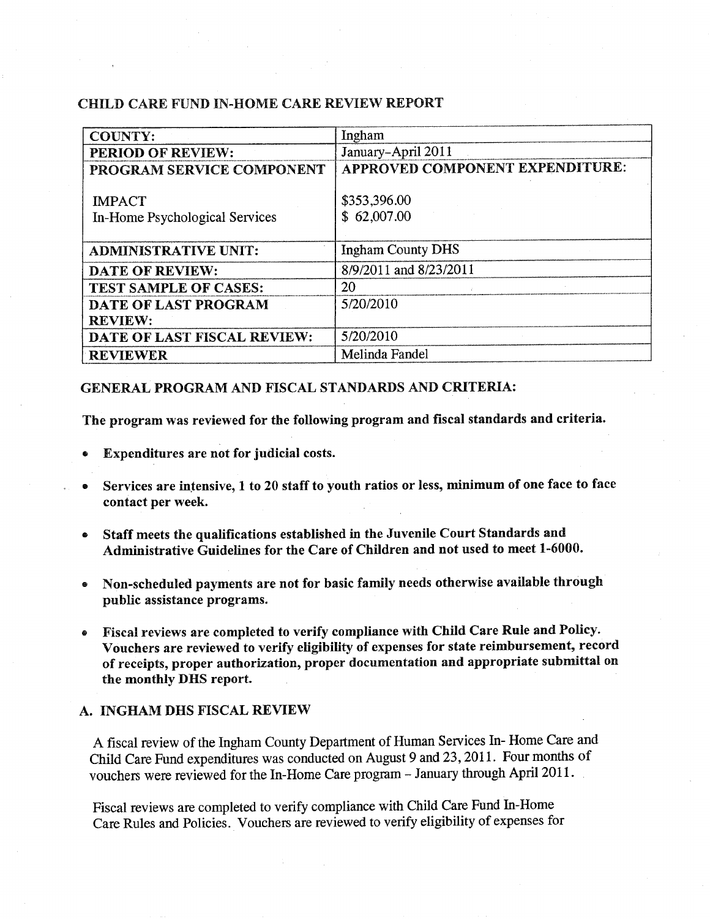## CHILD CARE FUND IN-HOME CARE REVIEW REPORT

| | |
|---|---|
| **COUNTY:** | Ingham |
| **PERIOD OF REVIEW:** | January–April 2011 |
| **PROGRAM SERVICE COMPONENT**<br><br>IMPACT<br>In-Home Psychological Services | **APPROVED COMPONENT EXPENDITURE:**<br><br>$353,396.00<br>$ 62,007.00 |
| **ADMINISTRATIVE UNIT:** | Ingham County DHS |
| **DATE OF REVIEW:** | 8/9/2011 and 8/23/2011 |
| **TEST SAMPLE OF CASES:** | 20 |
| **DATE OF LAST PROGRAM REVIEW:** | 5/20/2010 |
| **DATE OF LAST FISCAL REVIEW:** | 5/20/2010 |
| **REVIEWER** | Melinda Fandel |

### GENERAL PROGRAM AND FISCAL STANDARDS AND CRITERIA:

**The program was reviewed for the following program and fiscal standards and criteria.**

- **Expenditures are not for judicial costs.**
- **Services are intensive, 1 to 20 staff to youth ratios or less, minimum of one face to face contact per week.**
- **Staff meets the qualifications established in the Juvenile Court Standards and Administrative Guidelines for the Care of Children and not used to meet 1-6000.**
- **Non-scheduled payments are not for basic family needs otherwise available through public assistance programs.**
- **Fiscal reviews are completed to verify compliance with Child Care Rule and Policy. Vouchers are reviewed to verify eligibility of expenses for state reimbursement, record of receipts, proper authorization, proper documentation and appropriate submittal on the monthly DHS report.**

### A. INGHAM DHS FISCAL REVIEW

A fiscal review of the Ingham County Department of Human Services In- Home Care and Child Care Fund expenditures was conducted on August 9 and 23, 2011. Four months of vouchers were reviewed for the In-Home Care program – January through April 2011.

Fiscal reviews are completed to verify compliance with Child Care Fund In-Home Care Rules and Policies. Vouchers are reviewed to verify eligibility of expenses for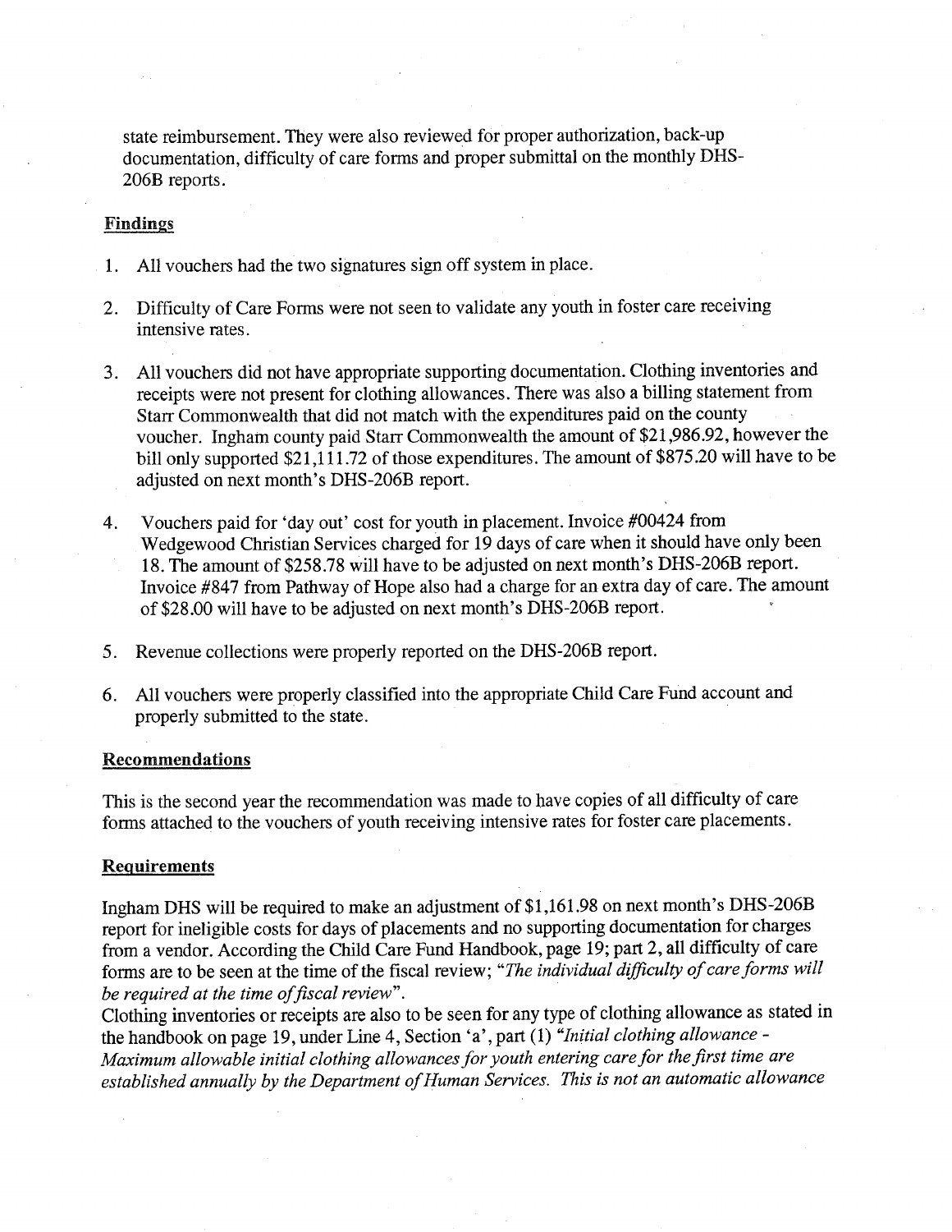state reimbursement. They were also reviewed for proper authorization, back-up documentation, difficulty of care forms and proper submittal on the monthly DHS-206B reports.

**Findings**

1. All vouchers had the two signatures sign off system in place.

2. Difficulty of Care Forms were not seen to validate any youth in foster care receiving intensive rates.

3. All vouchers did not have appropriate supporting documentation. Clothing inventories and receipts were not present for clothing allowances. There was also a billing statement from Starr Commonwealth that did not match with the expenditures paid on the county voucher. Ingham county paid Starr Commonwealth the amount of $21,986.92, however the bill only supported $21,111.72 of those expenditures. The amount of $875.20 will have to be adjusted on next month's DHS-206B report.

4. Vouchers paid for 'day out' cost for youth in placement. Invoice #00424 from Wedgewood Christian Services charged for 19 days of care when it should have only been 18. The amount of $258.78 will have to be adjusted on next month's DHS-206B report. Invoice #847 from Pathway of Hope also had a charge for an extra day of care. The amount of $28.00 will have to be adjusted on next month's DHS-206B report.

5. Revenue collections were properly reported on the DHS-206B report.

6. All vouchers were properly classified into the appropriate Child Care Fund account and properly submitted to the state.

**Recommendations**

This is the second year the recommendation was made to have copies of all difficulty of care forms attached to the vouchers of youth receiving intensive rates for foster care placements.

**Requirements**

Ingham DHS will be required to make an adjustment of $1,161.98 on next month's DHS-206B report for ineligible costs for days of placements and no supporting documentation for charges from a vendor. According the Child Care Fund Handbook, page 19; part 2, all difficulty of care forms are to be seen at the time of the fiscal review; "*The individual difficulty of care forms will be required at the time of fiscal review*".

Clothing inventories or receipts are also to be seen for any type of clothing allowance as stated in the handbook on page 19, under Line 4, Section 'a', part (1) "*Initial clothing allowance - Maximum allowable initial clothing allowances for youth entering care for the first time are established annually by the Department of Human Services. This is not an automatic allowance*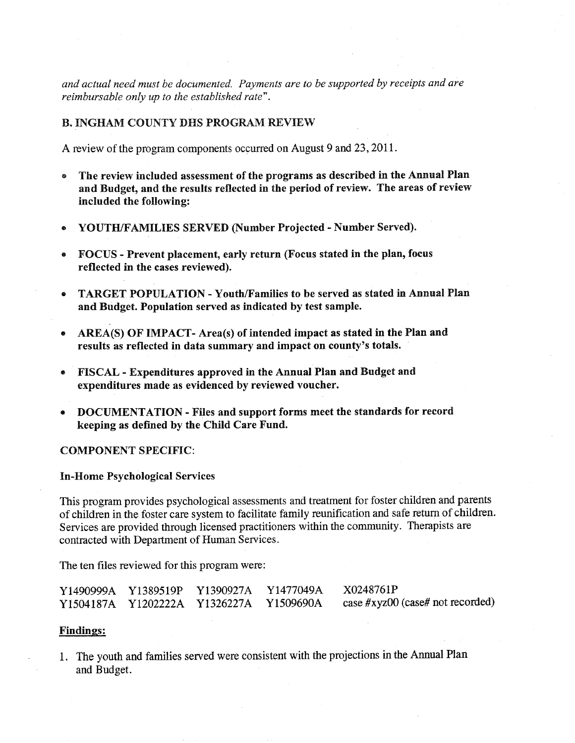*and actual need must be documented. Payments are to be supported by receipts and are reimbursable only up to the established rate*".

## B. INGHAM COUNTY DHS PROGRAM REVIEW

A review of the program components occurred on August 9 and 23, 2011.

- **The review included assessment of the programs as described in the Annual Plan and Budget, and the results reflected in the period of review. The areas of review included the following:**
- **YOUTH/FAMILIES SERVED (Number Projected - Number Served).**
- **FOCUS - Prevent placement, early return (Focus stated in the plan, focus reflected in the cases reviewed).**
- **TARGET POPULATION - Youth/Families to be served as stated in Annual Plan and Budget. Population served as indicated by test sample.**
- **AREA(S) OF IMPACT- Area(s) of intended impact as stated in the Plan and results as reflected in data summary and impact on county's totals.**
- **FISCAL - Expenditures approved in the Annual Plan and Budget and expenditures made as evidenced by reviewed voucher.**
- **DOCUMENTATION - Files and support forms meet the standards for record keeping as defined by the Child Care Fund.**

COMPONENT SPECIFIC:

**In-Home Psychological Services**

This program provides psychological assessments and treatment for foster children and parents of children in the foster care system to facilitate family reunification and safe return of children. Services are provided through licensed practitioners within the community. Therapists are contracted with Department of Human Services.

The ten files reviewed for this program were:

| | | | | |
|---|---|---|---|---|
| Y1490999A | Y1389519P | Y1390927A | Y1477049A | X0248761P |
| Y1504187A | Y1202222A | Y1326227A | Y1509690A | case #xyz00 (case# not recorded) |

**Findings:**

1. The youth and families served were consistent with the projections in the Annual Plan and Budget.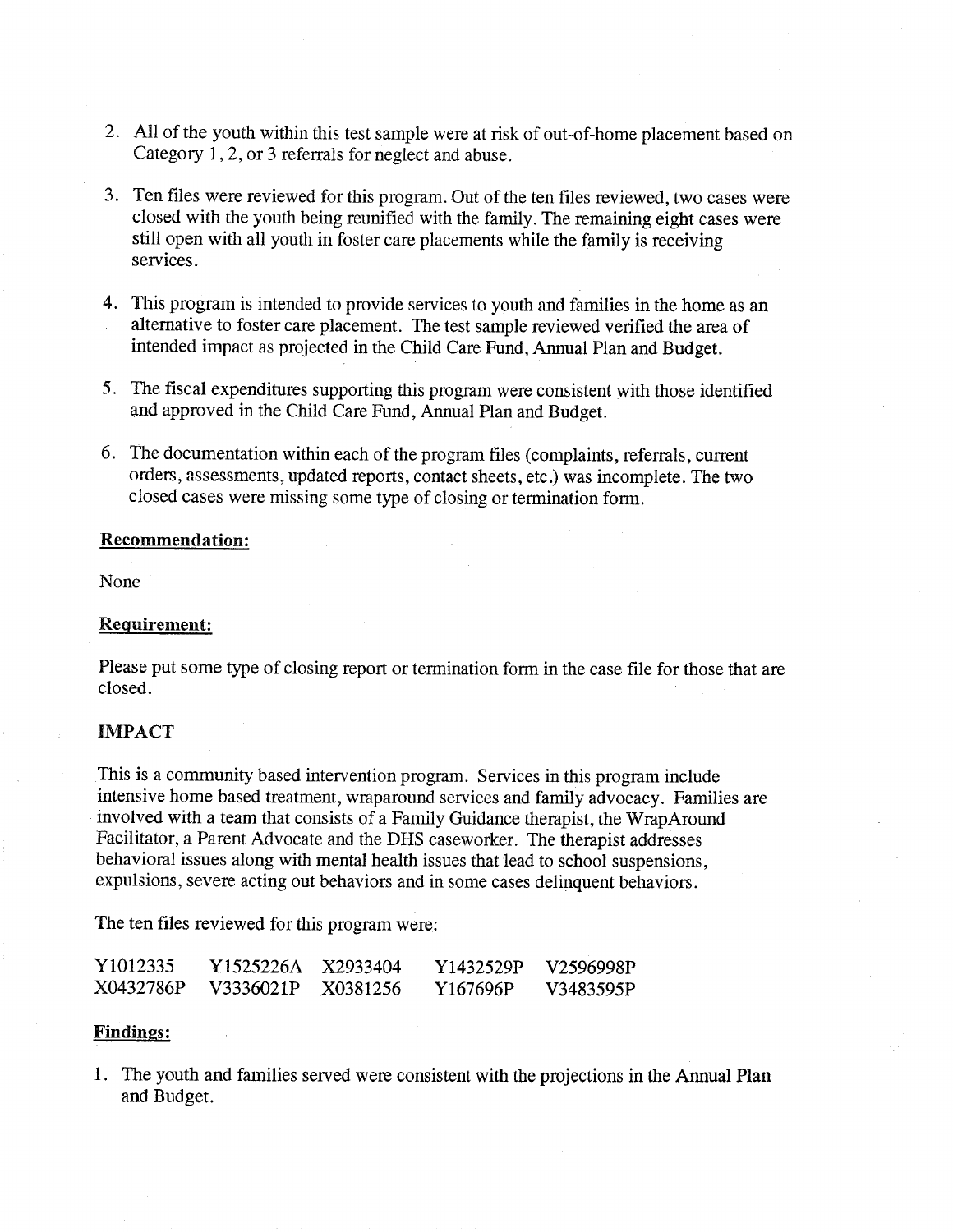2. All of the youth within this test sample were at risk of out-of-home placement based on Category 1, 2, or 3 referrals for neglect and abuse.

3. Ten files were reviewed for this program. Out of the ten files reviewed, two cases were closed with the youth being reunified with the family. The remaining eight cases were still open with all youth in foster care placements while the family is receiving services.

4. This program is intended to provide services to youth and families in the home as an alternative to foster care placement. The test sample reviewed verified the area of intended impact as projected in the Child Care Fund, Annual Plan and Budget.

5. The fiscal expenditures supporting this program were consistent with those identified and approved in the Child Care Fund, Annual Plan and Budget.

6. The documentation within each of the program files (complaints, referrals, current orders, assessments, updated reports, contact sheets, etc.) was incomplete. The two closed cases were missing some type of closing or termination form.

**Recommendation:**

None

**Requirement:**

Please put some type of closing report or termination form in the case file for those that are closed.

**IMPACT**

This is a community based intervention program. Services in this program include intensive home based treatment, wraparound services and family advocacy. Families are involved with a team that consists of a Family Guidance therapist, the WrapAround Facilitator, a Parent Advocate and the DHS caseworker. The therapist addresses behavioral issues along with mental health issues that lead to school suspensions, expulsions, severe acting out behaviors and in some cases delinquent behaviors.

The ten files reviewed for this program were:

| | | | | |
|---|---|---|---|---|
| Y1012335 | Y1525226A | X2933404 | Y1432529P | V2596998P |
| X0432786P | V3336021P | X0381256 | Y167696P | V3483595P |

**Findings:**

1. The youth and families served were consistent with the projections in the Annual Plan and Budget.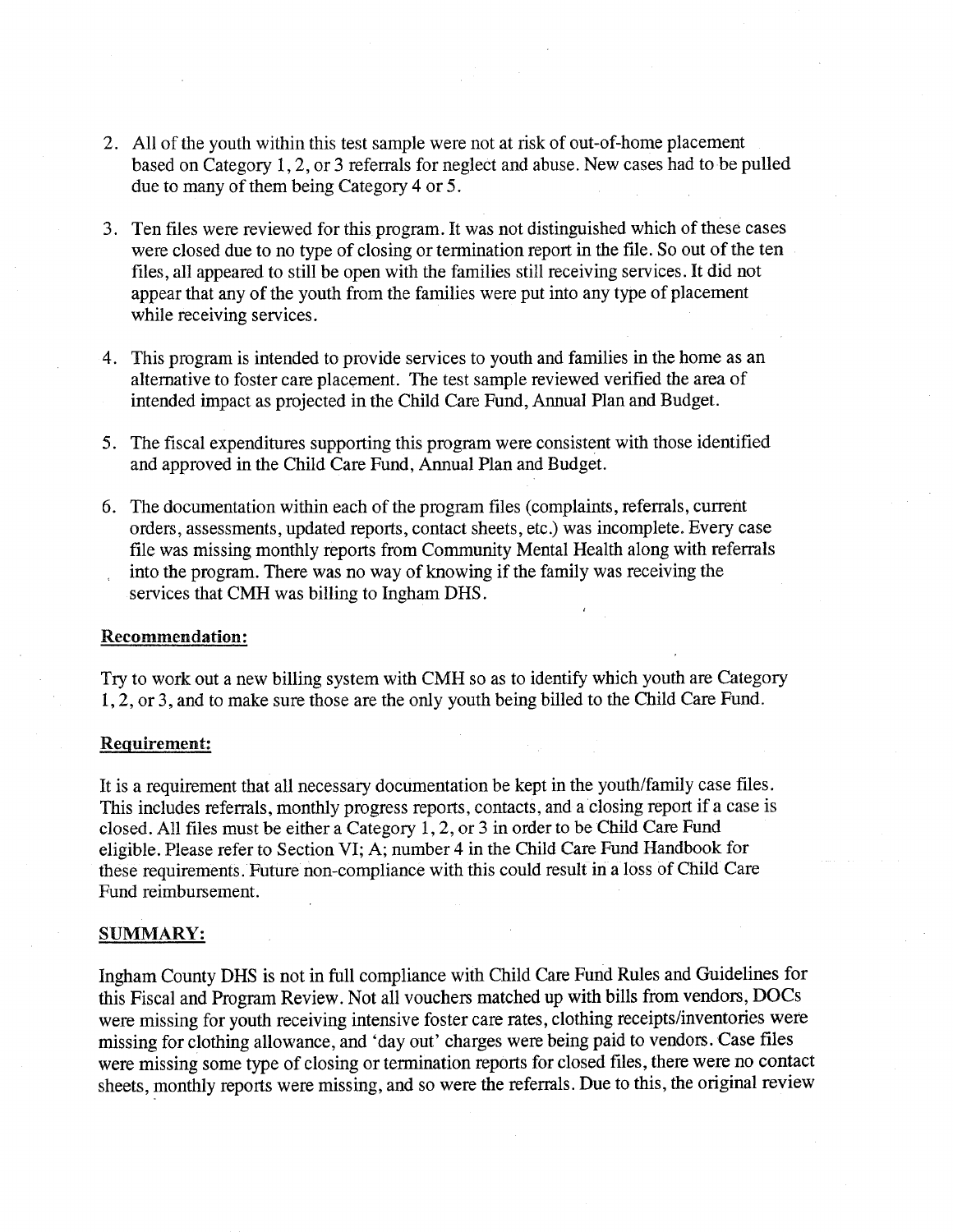2. All of the youth within this test sample were not at risk of out-of-home placement based on Category 1, 2, or 3 referrals for neglect and abuse. New cases had to be pulled due to many of them being Category 4 or 5.

3. Ten files were reviewed for this program. It was not distinguished which of these cases were closed due to no type of closing or termination report in the file. So out of the ten files, all appeared to still be open with the families still receiving services. It did not appear that any of the youth from the families were put into any type of placement while receiving services.

4. This program is intended to provide services to youth and families in the home as an alternative to foster care placement. The test sample reviewed verified the area of intended impact as projected in the Child Care Fund, Annual Plan and Budget.

5. The fiscal expenditures supporting this program were consistent with those identified and approved in the Child Care Fund, Annual Plan and Budget.

6. The documentation within each of the program files (complaints, referrals, current orders, assessments, updated reports, contact sheets, etc.) was incomplete. Every case file was missing monthly reports from Community Mental Health along with referrals into the program. There was no way of knowing if the family was receiving the services that CMH was billing to Ingham DHS.

**Recommendation:**

Try to work out a new billing system with CMH so as to identify which youth are Category 1, 2, or 3, and to make sure those are the only youth being billed to the Child Care Fund.

**Requirement:**

It is a requirement that all necessary documentation be kept in the youth/family case files. This includes referrals, monthly progress reports, contacts, and a closing report if a case is closed. All files must be either a Category 1, 2, or 3 in order to be Child Care Fund eligible. Please refer to Section VI; A; number 4 in the Child Care Fund Handbook for these requirements. Future non-compliance with this could result in a loss of Child Care Fund reimbursement.

**SUMMARY:**

Ingham County DHS is not in full compliance with Child Care Fund Rules and Guidelines for this Fiscal and Program Review. Not all vouchers matched up with bills from vendors, DOCs were missing for youth receiving intensive foster care rates, clothing receipts/inventories were missing for clothing allowance, and 'day out' charges were being paid to vendors. Case files were missing some type of closing or termination reports for closed files, there were no contact sheets, monthly reports were missing, and so were the referrals. Due to this, the original review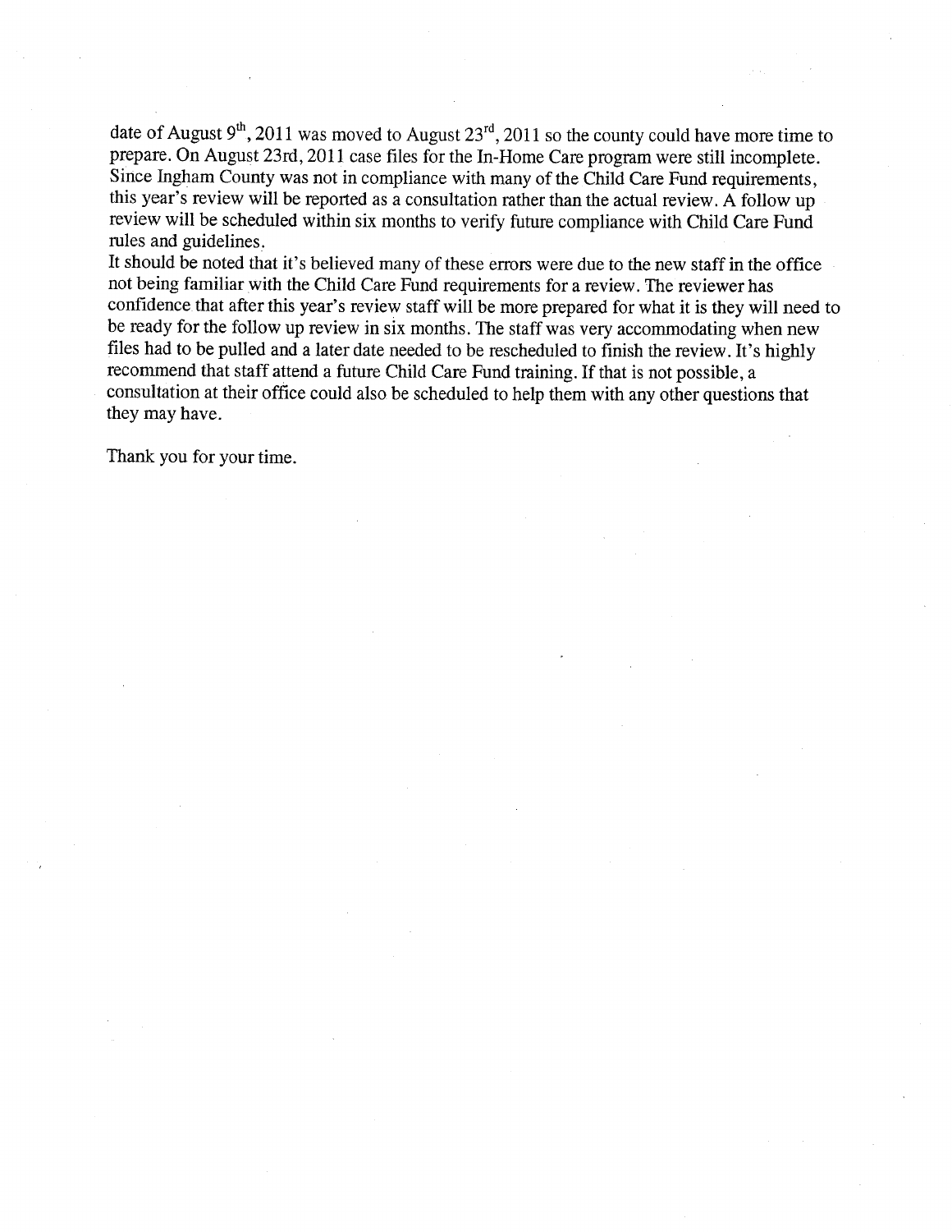date of August 9th, 2011 was moved to August 23rd, 2011 so the county could have more time to prepare. On August 23rd, 2011 case files for the In-Home Care program were still incomplete. Since Ingham County was not in compliance with many of the Child Care Fund requirements, this year's review will be reported as a consultation rather than the actual review. A follow up review will be scheduled within six months to verify future compliance with Child Care Fund rules and guidelines.

It should be noted that it's believed many of these errors were due to the new staff in the office not being familiar with the Child Care Fund requirements for a review. The reviewer has confidence that after this year's review staff will be more prepared for what it is they will need to be ready for the follow up review in six months. The staff was very accommodating when new files had to be pulled and a later date needed to be rescheduled to finish the review. It's highly recommend that staff attend a future Child Care Fund training. If that is not possible, a consultation at their office could also be scheduled to help them with any other questions that they may have.

Thank you for your time.